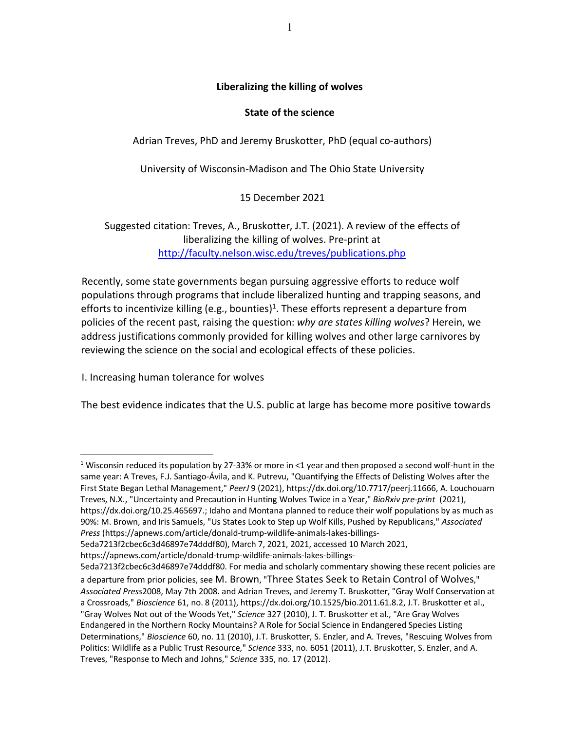**Liberalizing the killing of wolves**

**State of the science**

Adrian Treves, PhD and Jeremy Bruskotter, PhD (equal co-authors)

University of Wisconsin-Madison and The Ohio State University

15 December 2021

Suggested citation: Treves, A., Bruskotter, J.T. (2021). A review of the effects of liberalizing the killing of wolves. Pre-print at http://faculty.nelson.wisc.edu/treves/publications.php

Recently, some state governments began pursuing aggressive efforts to reduce wolf populations through programs that include liberalized hunting and trapping seasons, and efforts to incentivize killing (e.g., bounties)[1]. These efforts represent a departure from policies of the recent past, raising the question: *why are states killing wolves*? Herein, we address justifications commonly provided for killing wolves and other large carnivores by reviewing the science on the social and ecological effects of these policies.

I. Increasing human tolerance for wolves

The best evidence indicates that the U.S. public at large has become more positive towards

---

[1] Wisconsin reduced its population by 27-33% or more in <1 year and then proposed a second wolf-hunt in the same year: A Treves, F.J. Santiago-Ávila, and K. Putrevu, "Quantifying the Effects of Delisting Wolves after the First State Began Lethal Management," *PeerJ* 9 (2021), https://dx.doi.org/10.7717/peerj.11666, A. Louchouarn Treves, N.X., "Uncertainty and Precaution in Hunting Wolves Twice in a Year," *BioRxiv pre-print* (2021), https://dx.doi.org/10.25.465697.; Idaho and Montana planned to reduce their wolf populations by as much as 90%: M. Brown, and Iris Samuels, "Us States Look to Step up Wolf Kills, Pushed by Republicans," *Associated Press* (https://apnews.com/article/donald-trump-wildlife-animals-lakes-billings-5eda7213f2cbec6c3d46897e74dddf80), March 7, 2021, 2021, accessed 10 March 2021, https://apnews.com/article/donald-trump-wildlife-animals-lakes-billings-5eda7213f2cbec6c3d46897e74dddf80. For media and scholarly commentary showing these recent policies are a departure from prior policies, see M. Brown, "Three States Seek to Retain Control of Wolves," *Associated Press*2008, May 7th 2008. and Adrian Treves, and Jeremy T. Bruskotter, "Gray Wolf Conservation at a Crossroads," *Bioscience* 61, no. 8 (2011), https://dx.doi.org/10.1525/bio.2011.61.8.2, J.T. Bruskotter et al., "Gray Wolves Not out of the Woods Yet," *Science* 327 (2010), J. T. Bruskotter et al., "Are Gray Wolves Endangered in the Northern Rocky Mountains? A Role for Social Science in Endangered Species Listing Determinations," *Bioscience* 60, no. 11 (2010), J.T. Bruskotter, S. Enzler, and A. Treves, "Rescuing Wolves from Politics: Wildlife as a Public Trust Resource," *Science* 333, no. 6051 (2011), J.T. Bruskotter, S. Enzler, and A. Treves, "Response to Mech and Johns," *Science* 335, no. 17 (2012).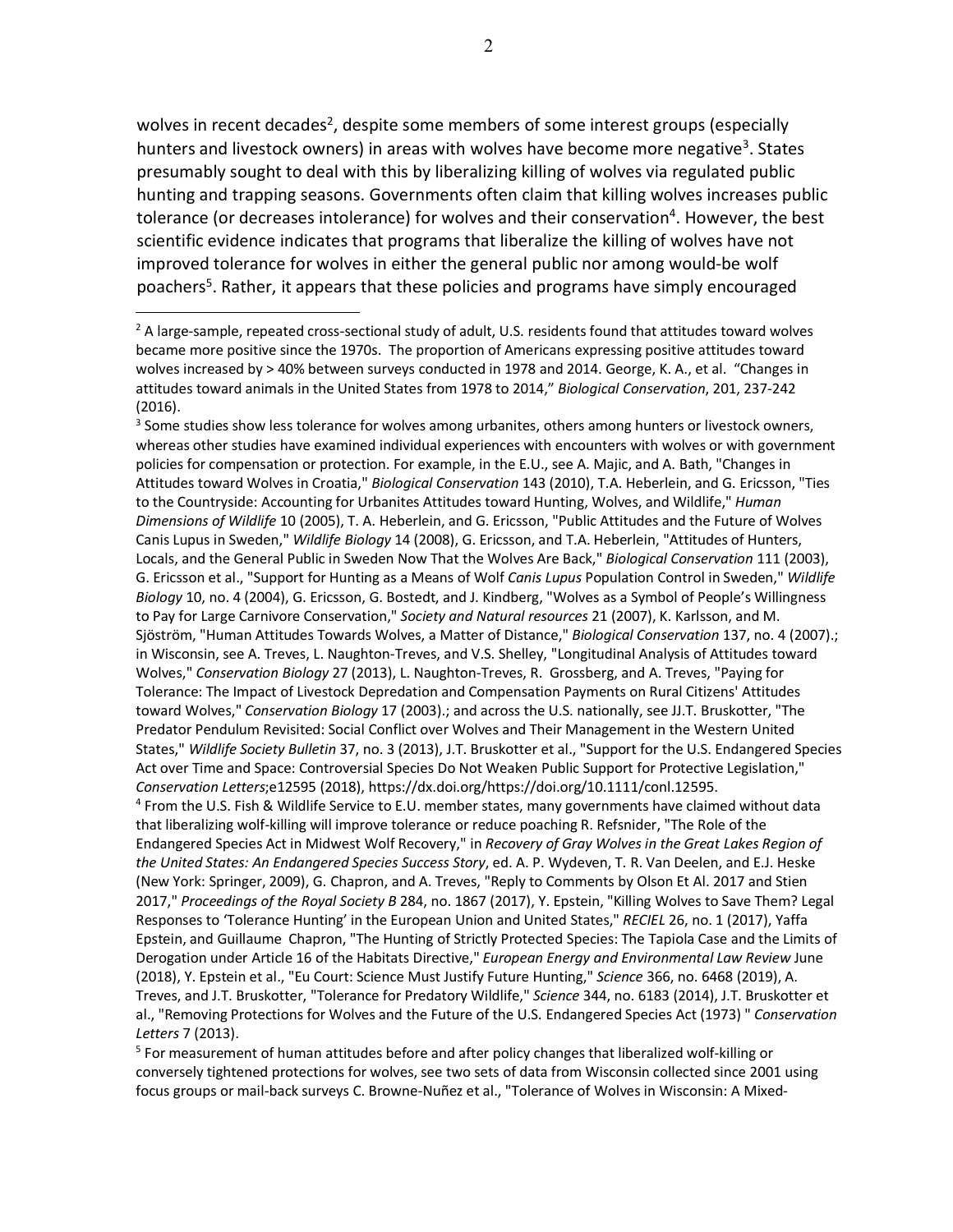wolves in recent decades[2], despite some members of some interest groups (especially hunters and livestock owners) in areas with wolves have become more negative[3]. States presumably sought to deal with this by liberalizing killing of wolves via regulated public hunting and trapping seasons. Governments often claim that killing wolves increases public tolerance (or decreases intolerance) for wolves and their conservation[4]. However, the best scientific evidence indicates that programs that liberalize the killing of wolves have not improved tolerance for wolves in either the general public nor among would-be wolf poachers[5]. Rather, it appears that these policies and programs have simply encouraged

---

[2] A large-sample, repeated cross-sectional study of adult, U.S. residents found that attitudes toward wolves became more positive since the 1970s. The proportion of Americans expressing positive attitudes toward wolves increased by > 40% between surveys conducted in 1978 and 2014. George, K. A., et al. "Changes in attitudes toward animals in the United States from 1978 to 2014," *Biological Conservation*, 201, 237-242 (2016).

[3] Some studies show less tolerance for wolves among urbanites, others among hunters or livestock owners, whereas other studies have examined individual experiences with encounters with wolves or with government policies for compensation or protection. For example, in the E.U., see A. Majic, and A. Bath, "Changes in Attitudes toward Wolves in Croatia," *Biological Conservation* 143 (2010), T.A. Heberlein, and G. Ericsson, "Ties to the Countryside: Accounting for Urbanites Attitudes toward Hunting, Wolves, and Wildlife," *Human Dimensions of Wildlife* 10 (2005), T. A. Heberlein, and G. Ericsson, "Public Attitudes and the Future of Wolves Canis Lupus in Sweden," *Wildlife Biology* 14 (2008), G. Ericsson, and T.A. Heberlein, "Attitudes of Hunters, Locals, and the General Public in Sweden Now That the Wolves Are Back," *Biological Conservation* 111 (2003), G. Ericsson et al., "Support for Hunting as a Means of Wolf *Canis Lupus* Population Control in Sweden," *Wildlife Biology* 10, no. 4 (2004), G. Ericsson, G. Bostedt, and J. Kindberg, "Wolves as a Symbol of People's Willingness to Pay for Large Carnivore Conservation," *Society and Natural resources* 21 (2007), K. Karlsson, and M. Sjöström, "Human Attitudes Towards Wolves, a Matter of Distance," *Biological Conservation* 137, no. 4 (2007).; in Wisconsin, see A. Treves, L. Naughton-Treves, and V.S. Shelley, "Longitudinal Analysis of Attitudes toward Wolves," *Conservation Biology* 27 (2013), L. Naughton-Treves, R. Grossberg, and A. Treves, "Paying for Tolerance: The Impact of Livestock Depredation and Compensation Payments on Rural Citizens' Attitudes toward Wolves," *Conservation Biology* 17 (2003).; and across the U.S. nationally, see JJ.T. Bruskotter, "The Predator Pendulum Revisited: Social Conflict over Wolves and Their Management in the Western United States," *Wildlife Society Bulletin* 37, no. 3 (2013), J.T. Bruskotter et al., "Support for the U.S. Endangered Species Act over Time and Space: Controversial Species Do Not Weaken Public Support for Protective Legislation," *Conservation Letters*;e12595 (2018), https://dx.doi.org/https://doi.org/10.1111/conl.12595.

[4] From the U.S. Fish & Wildlife Service to E.U. member states, many governments have claimed without data that liberalizing wolf-killing will improve tolerance or reduce poaching R. Refsnider, "The Role of the Endangered Species Act in Midwest Wolf Recovery," in *Recovery of Gray Wolves in the Great Lakes Region of the United States: An Endangered Species Success Story*, ed. A. P. Wydeven, T. R. Van Deelen, and E.J. Heske (New York: Springer, 2009), G. Chapron, and A. Treves, "Reply to Comments by Olson Et Al. 2017 and Stien 2017," *Proceedings of the Royal Society B* 284, no. 1867 (2017), Y. Epstein, "Killing Wolves to Save Them? Legal Responses to 'Tolerance Hunting' in the European Union and United States," *RECIEL* 26, no. 1 (2017), Yaffa Epstein, and Guillaume Chapron, "The Hunting of Strictly Protected Species: The Tapiola Case and the Limits of Derogation under Article 16 of the Habitats Directive," *European Energy and Environmental Law Review* June (2018), Y. Epstein et al., "Eu Court: Science Must Justify Future Hunting," *Science* 366, no. 6468 (2019), A. Treves, and J.T. Bruskotter, "Tolerance for Predatory Wildlife," *Science* 344, no. 6183 (2014), J.T. Bruskotter et al., "Removing Protections for Wolves and the Future of the U.S. Endangered Species Act (1973) " *Conservation Letters* 7 (2013).

[5] For measurement of human attitudes before and after policy changes that liberalized wolf-killing or conversely tightened protections for wolves, see two sets of data from Wisconsin collected since 2001 using focus groups or mail-back surveys C. Browne-Nuñez et al., "Tolerance of Wolves in Wisconsin: A Mixed-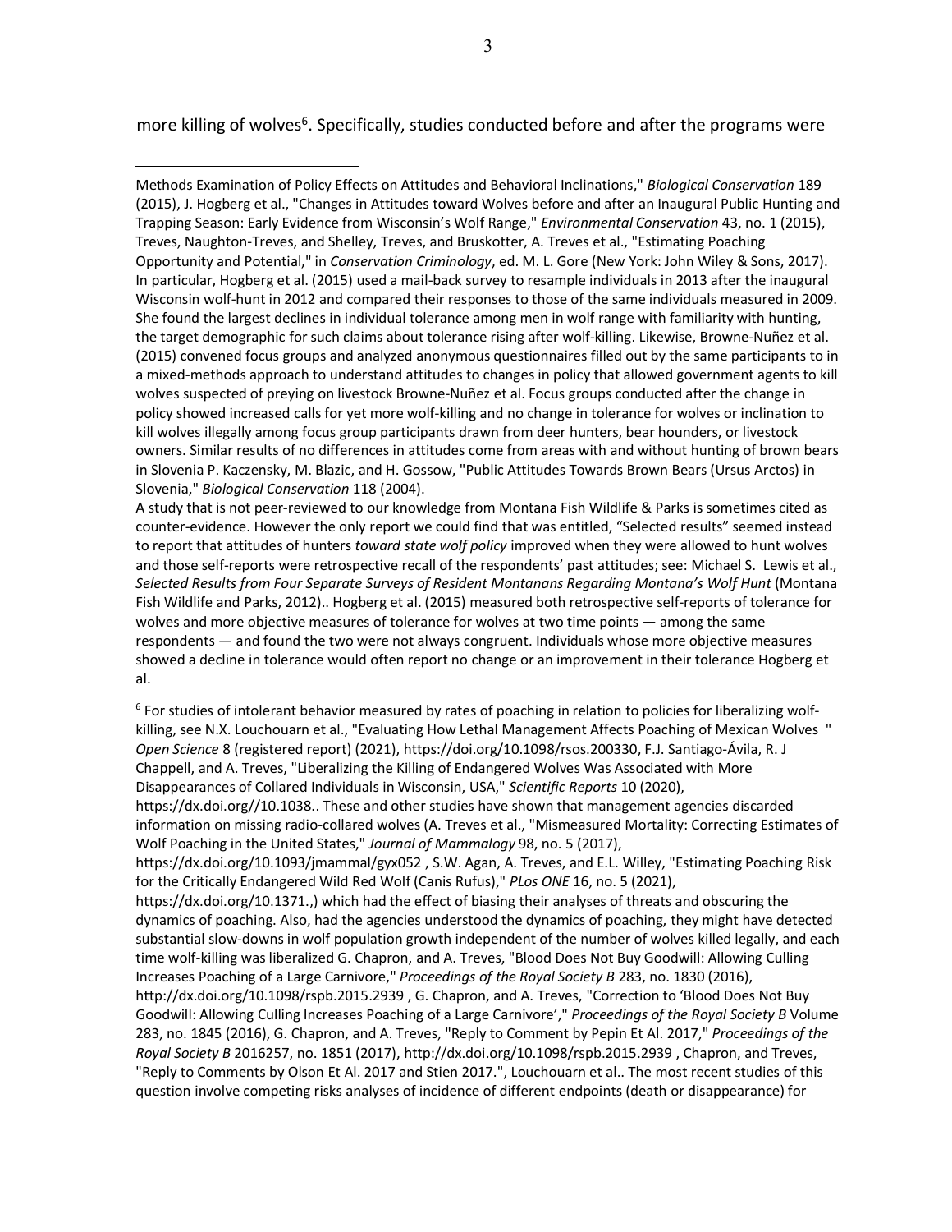more killing of wolves[6]. Specifically, studies conducted before and after the programs were

---

Methods Examination of Policy Effects on Attitudes and Behavioral Inclinations," *Biological Conservation* 189 (2015), J. Hogberg et al., "Changes in Attitudes toward Wolves before and after an Inaugural Public Hunting and Trapping Season: Early Evidence from Wisconsin's Wolf Range," *Environmental Conservation* 43, no. 1 (2015), Treves, Naughton-Treves, and Shelley, Treves, and Bruskotter, A. Treves et al., "Estimating Poaching Opportunity and Potential," in *Conservation Criminology*, ed. M. L. Gore (New York: John Wiley & Sons, 2017). In particular, Hogberg et al. (2015) used a mail-back survey to resample individuals in 2013 after the inaugural Wisconsin wolf-hunt in 2012 and compared their responses to those of the same individuals measured in 2009. She found the largest declines in individual tolerance among men in wolf range with familiarity with hunting, the target demographic for such claims about tolerance rising after wolf-killing. Likewise, Browne-Nuñez et al. (2015) convened focus groups and analyzed anonymous questionnaires filled out by the same participants to in a mixed-methods approach to understand attitudes to changes in policy that allowed government agents to kill wolves suspected of preying on livestock Browne-Nuñez et al. Focus groups conducted after the change in policy showed increased calls for yet more wolf-killing and no change in tolerance for wolves or inclination to kill wolves illegally among focus group participants drawn from deer hunters, bear hounders, or livestock owners. Similar results of no differences in attitudes come from areas with and without hunting of brown bears in Slovenia P. Kaczensky, M. Blazic, and H. Gossow, "Public Attitudes Towards Brown Bears (Ursus Arctos) in Slovenia," *Biological Conservation* 118 (2004).

A study that is not peer-reviewed to our knowledge from Montana Fish Wildlife & Parks is sometimes cited as counter-evidence. However the only report we could find that was entitled, "Selected results" seemed instead to report that attitudes of hunters *toward state wolf policy* improved when they were allowed to hunt wolves and those self-reports were retrospective recall of the respondents' past attitudes; see: Michael S. Lewis et al., *Selected Results from Four Separate Surveys of Resident Montanans Regarding Montana's Wolf Hunt* (Montana Fish Wildlife and Parks, 2012).. Hogberg et al. (2015) measured both retrospective self-reports of tolerance for wolves and more objective measures of tolerance for wolves at two time points — among the same respondents — and found the two were not always congruent. Individuals whose more objective measures showed a decline in tolerance would often report no change or an improvement in their tolerance Hogberg et al.

[6] For studies of intolerant behavior measured by rates of poaching in relation to policies for liberalizing wolf-killing, see N.X. Louchouarn et al., "Evaluating How Lethal Management Affects Poaching of Mexican Wolves " *Open Science* 8 (registered report) (2021), https://doi.org/10.1098/rsos.200330, F.J. Santiago-Ávila, R. J Chappell, and A. Treves, "Liberalizing the Killing of Endangered Wolves Was Associated with More Disappearances of Collared Individuals in Wisconsin, USA," *Scientific Reports* 10 (2020), https://dx.doi.org//10.1038.. These and other studies have shown that management agencies discarded information on missing radio-collared wolves (A. Treves et al., "Mismeasured Mortality: Correcting Estimates of Wolf Poaching in the United States," *Journal of Mammalogy* 98, no. 5 (2017), https://dx.doi.org/10.1093/jmammal/gyx052 , S.W. Agan, A. Treves, and E.L. Willey, "Estimating Poaching Risk for the Critically Endangered Wild Red Wolf (Canis Rufus)," *PLos ONE* 16, no. 5 (2021), https://dx.doi.org/10.1371.,) which had the effect of biasing their analyses of threats and obscuring the dynamics of poaching. Also, had the agencies understood the dynamics of poaching, they might have detected substantial slow-downs in wolf population growth independent of the number of wolves killed legally, and each time wolf-killing was liberalized G. Chapron, and A. Treves, "Blood Does Not Buy Goodwill: Allowing Culling Increases Poaching of a Large Carnivore," *Proceedings of the Royal Society B* 283, no. 1830 (2016), http://dx.doi.org/10.1098/rspb.2015.2939 , G. Chapron, and A. Treves, "Correction to 'Blood Does Not Buy Goodwill: Allowing Culling Increases Poaching of a Large Carnivore'," *Proceedings of the Royal Society B* Volume 283, no. 1845 (2016), G. Chapron, and A. Treves, "Reply to Comment by Pepin Et Al. 2017," *Proceedings of the Royal Society B* 2016257, no. 1851 (2017), http://dx.doi.org/10.1098/rspb.2015.2939 , Chapron, and Treves, "Reply to Comments by Olson Et Al. 2017 and Stien 2017.", Louchouarn et al.. The most recent studies of this question involve competing risks analyses of incidence of different endpoints (death or disappearance) for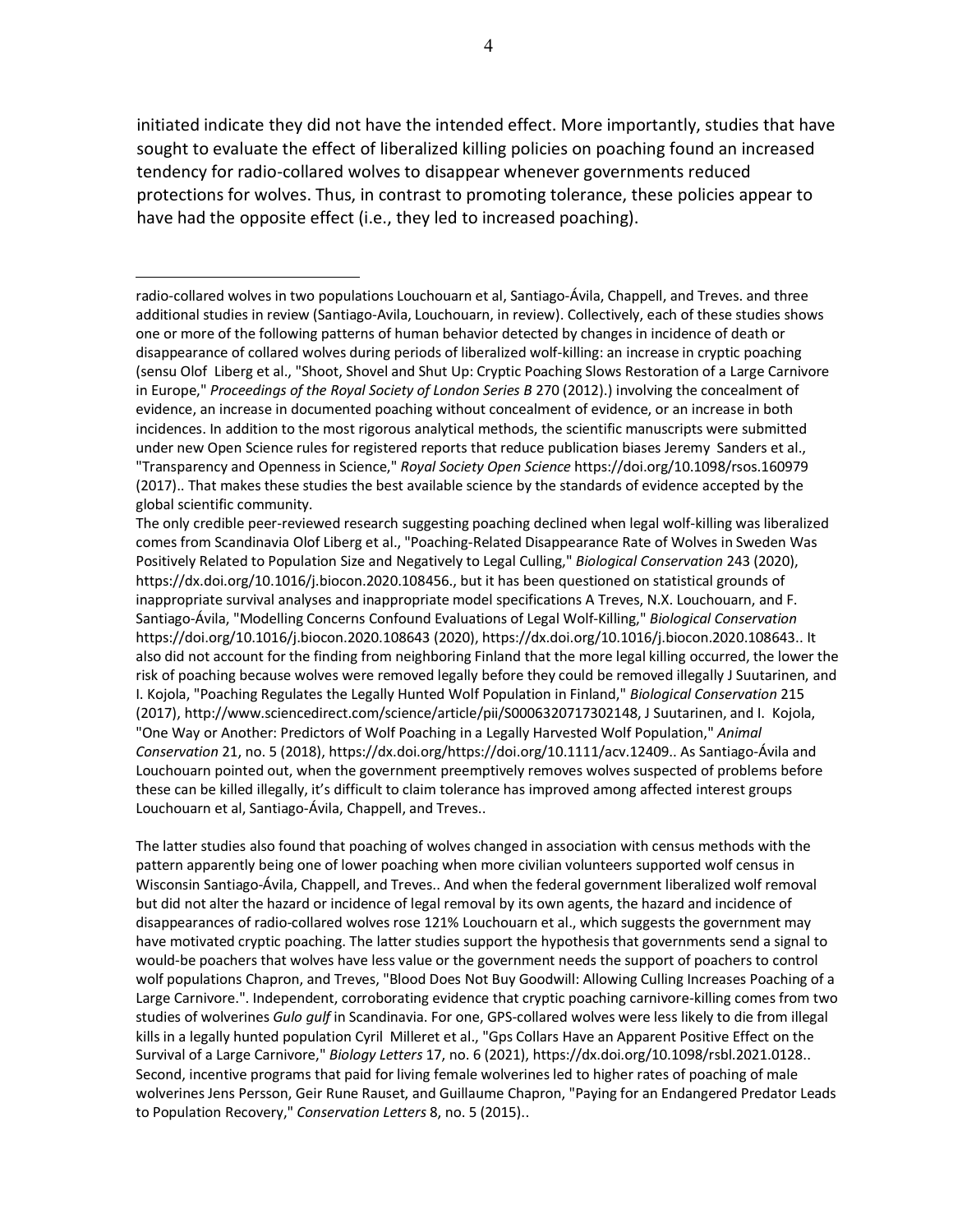initiated indicate they did not have the intended effect. More importantly, studies that have sought to evaluate the effect of liberalized killing policies on poaching found an increased tendency for radio-collared wolves to disappear whenever governments reduced protections for wolves. Thus, in contrast to promoting tolerance, these policies appear to have had the opposite effect (i.e., they led to increased poaching).

---

radio-collared wolves in two populations Louchouarn et al, Santiago-Ávila, Chappell, and Treves. and three additional studies in review (Santiago-Avila, Louchouarn, in review). Collectively, each of these studies shows one or more of the following patterns of human behavior detected by changes in incidence of death or disappearance of collared wolves during periods of liberalized wolf-killing: an increase in cryptic poaching (sensu Olof Liberg et al., "Shoot, Shovel and Shut Up: Cryptic Poaching Slows Restoration of a Large Carnivore in Europe," *Proceedings of the Royal Society of London Series B* 270 (2012).) involving the concealment of evidence, an increase in documented poaching without concealment of evidence, or an increase in both incidences. In addition to the most rigorous analytical methods, the scientific manuscripts were submitted under new Open Science rules for registered reports that reduce publication biases Jeremy Sanders et al., "Transparency and Openness in Science," *Royal Society Open Science* https://doi.org/10.1098/rsos.160979 (2017).. That makes these studies the best available science by the standards of evidence accepted by the global scientific community.

The only credible peer-reviewed research suggesting poaching declined when legal wolf-killing was liberalized comes from Scandinavia Olof Liberg et al., "Poaching-Related Disappearance Rate of Wolves in Sweden Was Positively Related to Population Size and Negatively to Legal Culling," *Biological Conservation* 243 (2020), https://dx.doi.org/10.1016/j.biocon.2020.108456., but it has been questioned on statistical grounds of inappropriate survival analyses and inappropriate model specifications A Treves, N.X. Louchouarn, and F. Santiago-Ávila, "Modelling Concerns Confound Evaluations of Legal Wolf-Killing," *Biological Conservation* https://doi.org/10.1016/j.biocon.2020.108643 (2020), https://dx.doi.org/10.1016/j.biocon.2020.108643.. It also did not account for the finding from neighboring Finland that the more legal killing occurred, the lower the risk of poaching because wolves were removed legally before they could be removed illegally J Suutarinen, and I. Kojola, "Poaching Regulates the Legally Hunted Wolf Population in Finland," *Biological Conservation* 215 (2017), http://www.sciencedirect.com/science/article/pii/S0006320717302148, J Suutarinen, and I. Kojola, "One Way or Another: Predictors of Wolf Poaching in a Legally Harvested Wolf Population," *Animal Conservation* 21, no. 5 (2018), https://dx.doi.org/https://doi.org/10.1111/acv.12409.. As Santiago-Ávila and Louchouarn pointed out, when the government preemptively removes wolves suspected of problems before these can be killed illegally, it's difficult to claim tolerance has improved among affected interest groups Louchouarn et al, Santiago-Ávila, Chappell, and Treves..

The latter studies also found that poaching of wolves changed in association with census methods with the pattern apparently being one of lower poaching when more civilian volunteers supported wolf census in Wisconsin Santiago-Ávila, Chappell, and Treves.. And when the federal government liberalized wolf removal but did not alter the hazard or incidence of legal removal by its own agents, the hazard and incidence of disappearances of radio-collared wolves rose 121% Louchouarn et al., which suggests the government may have motivated cryptic poaching. The latter studies support the hypothesis that governments send a signal to would-be poachers that wolves have less value or the government needs the support of poachers to control wolf populations Chapron, and Treves, "Blood Does Not Buy Goodwill: Allowing Culling Increases Poaching of a Large Carnivore.". Independent, corroborating evidence that cryptic poaching carnivore-killing comes from two studies of wolverines *Gulo gulf* in Scandinavia. For one, GPS-collared wolves were less likely to die from illegal kills in a legally hunted population Cyril Milleret et al., "Gps Collars Have an Apparent Positive Effect on the Survival of a Large Carnivore," *Biology Letters* 17, no. 6 (2021), https://dx.doi.org/10.1098/rsbl.2021.0128.. Second, incentive programs that paid for living female wolverines led to higher rates of poaching of male wolverines Jens Persson, Geir Rune Rauset, and Guillaume Chapron, "Paying for an Endangered Predator Leads to Population Recovery," *Conservation Letters* 8, no. 5 (2015)..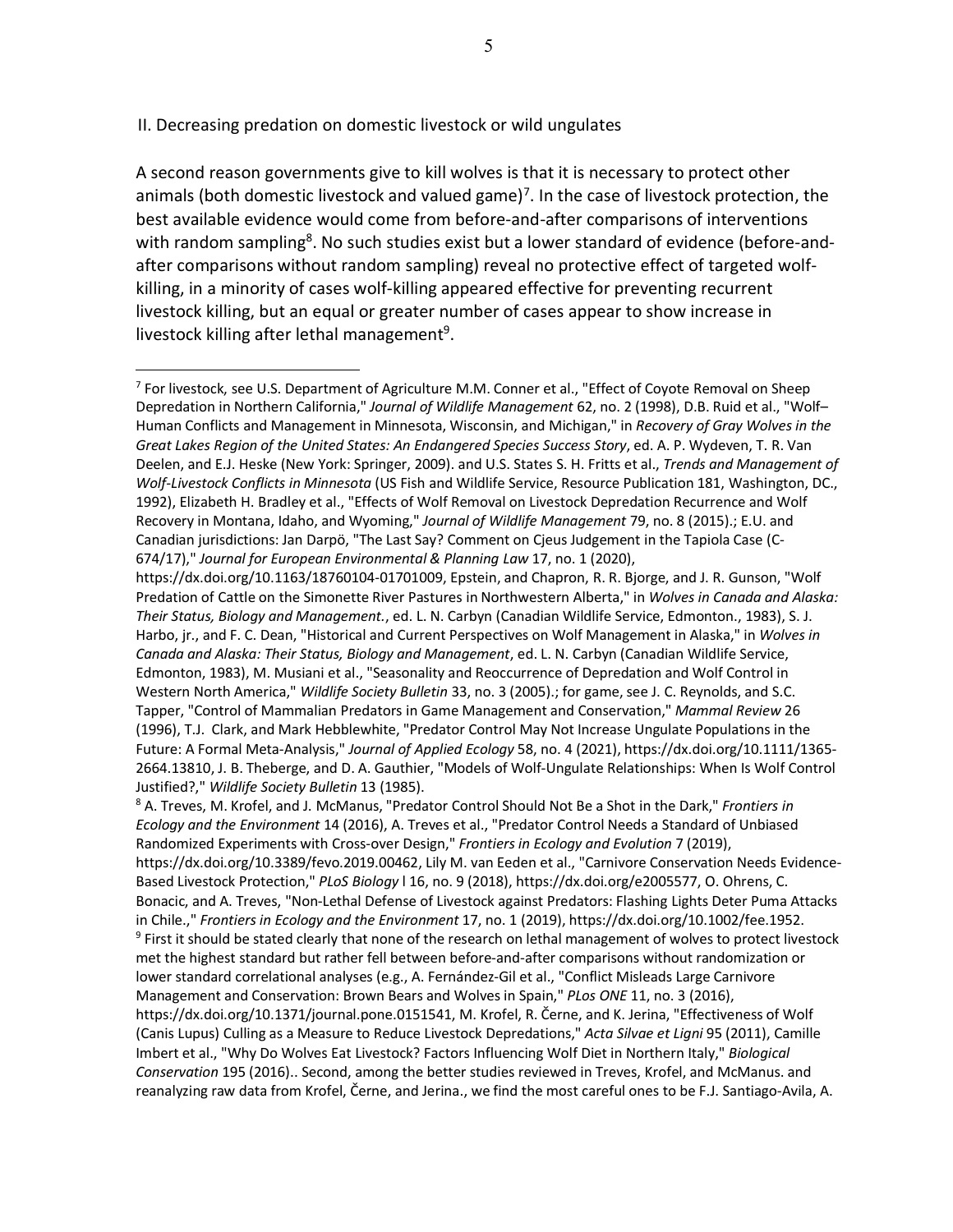## II. Decreasing predation on domestic livestock or wild ungulates

A second reason governments give to kill wolves is that it is necessary to protect other animals (both domestic livestock and valued game)[7]. In the case of livestock protection, the best available evidence would come from before-and-after comparisons of interventions with random sampling[8]. No such studies exist but a lower standard of evidence (before-and-after comparisons without random sampling) reveal no protective effect of targeted wolf-killing, in a minority of cases wolf-killing appeared effective for preventing recurrent livestock killing, but an equal or greater number of cases appear to show increase in livestock killing after lethal management[9].

---

[7] For livestock, see U.S. Department of Agriculture M.M. Conner et al., "Effect of Coyote Removal on Sheep Depredation in Northern California," *Journal of Wildlife Management* 62, no. 2 (1998), D.B. Ruid et al., "Wolf–Human Conflicts and Management in Minnesota, Wisconsin, and Michigan," in *Recovery of Gray Wolves in the Great Lakes Region of the United States: An Endangered Species Success Story*, ed. A. P. Wydeven, T. R. Van Deelen, and E.J. Heske (New York: Springer, 2009). and U.S. States S. H. Fritts et al., *Trends and Management of Wolf-Livestock Conflicts in Minnesota* (US Fish and Wildlife Service, Resource Publication 181, Washington, DC., 1992), Elizabeth H. Bradley et al., "Effects of Wolf Removal on Livestock Depredation Recurrence and Wolf Recovery in Montana, Idaho, and Wyoming," *Journal of Wildlife Management* 79, no. 8 (2015).; E.U. and Canadian jurisdictions: Jan Darpö, "The Last Say? Comment on Cjeus Judgement in the Tapiola Case (C-674/17)," *Journal for European Environmental & Planning Law* 17, no. 1 (2020), https://dx.doi.org/10.1163/18760104-01701009, Epstein, and Chapron, R. R. Bjorge, and J. R. Gunson, "Wolf Predation of Cattle on the Simonette River Pastures in Northwestern Alberta," in *Wolves in Canada and Alaska: Their Status, Biology and Management.*, ed. L. N. Carbyn (Canadian Wildlife Service, Edmonton., 1983), S. J. Harbo, jr., and F. C. Dean, "Historical and Current Perspectives on Wolf Management in Alaska," in *Wolves in Canada and Alaska: Their Status, Biology and Management*, ed. L. N. Carbyn (Canadian Wildlife Service, Edmonton, 1983), M. Musiani et al., "Seasonality and Reoccurrence of Depredation and Wolf Control in Western North America," *Wildlife Society Bulletin* 33, no. 3 (2005).; for game, see J. C. Reynolds, and S.C. Tapper, "Control of Mammalian Predators in Game Management and Conservation," *Mammal Review* 26 (1996), T.J. Clark, and Mark Hebblewhite, "Predator Control May Not Increase Ungulate Populations in the Future: A Formal Meta-Analysis," *Journal of Applied Ecology* 58, no. 4 (2021), https://dx.doi.org/10.1111/1365-2664.13810, J. B. Theberge, and D. A. Gauthier, "Models of Wolf-Ungulate Relationships: When Is Wolf Control Justified?," *Wildlife Society Bulletin* 13 (1985).

[8] A. Treves, M. Krofel, and J. McManus, "Predator Control Should Not Be a Shot in the Dark," *Frontiers in Ecology and the Environment* 14 (2016), A. Treves et al., "Predator Control Needs a Standard of Unbiased Randomized Experiments with Cross-over Design," *Frontiers in Ecology and Evolution* 7 (2019), https://dx.doi.org/10.3389/fevo.2019.00462, Lily M. van Eeden et al., "Carnivore Conservation Needs Evidence-Based Livestock Protection," *PLoS Biology* l 16, no. 9 (2018), https://dx.doi.org/e2005577, O. Ohrens, C. Bonacic, and A. Treves, "Non-Lethal Defense of Livestock against Predators: Flashing Lights Deter Puma Attacks in Chile.," *Frontiers in Ecology and the Environment* 17, no. 1 (2019), https://dx.doi.org/10.1002/fee.1952.

[9] First it should be stated clearly that none of the research on lethal management of wolves to protect livestock met the highest standard but rather fell between before-and-after comparisons without randomization or lower standard correlational analyses (e.g., A. Fernández-Gil et al., "Conflict Misleads Large Carnivore Management and Conservation: Brown Bears and Wolves in Spain," *PLos ONE* 11, no. 3 (2016), https://dx.doi.org/10.1371/journal.pone.0151541, M. Krofel, R. Černe, and K. Jerina, "Effectiveness of Wolf (Canis Lupus) Culling as a Measure to Reduce Livestock Depredations," *Acta Silvae et Ligni* 95 (2011), Camille Imbert et al., "Why Do Wolves Eat Livestock? Factors Influencing Wolf Diet in Northern Italy," *Biological Conservation* 195 (2016).. Second, among the better studies reviewed in Treves, Krofel, and McManus. and reanalyzing raw data from Krofel, Černe, and Jerina., we find the most careful ones to be F.J. Santiago-Avila, A.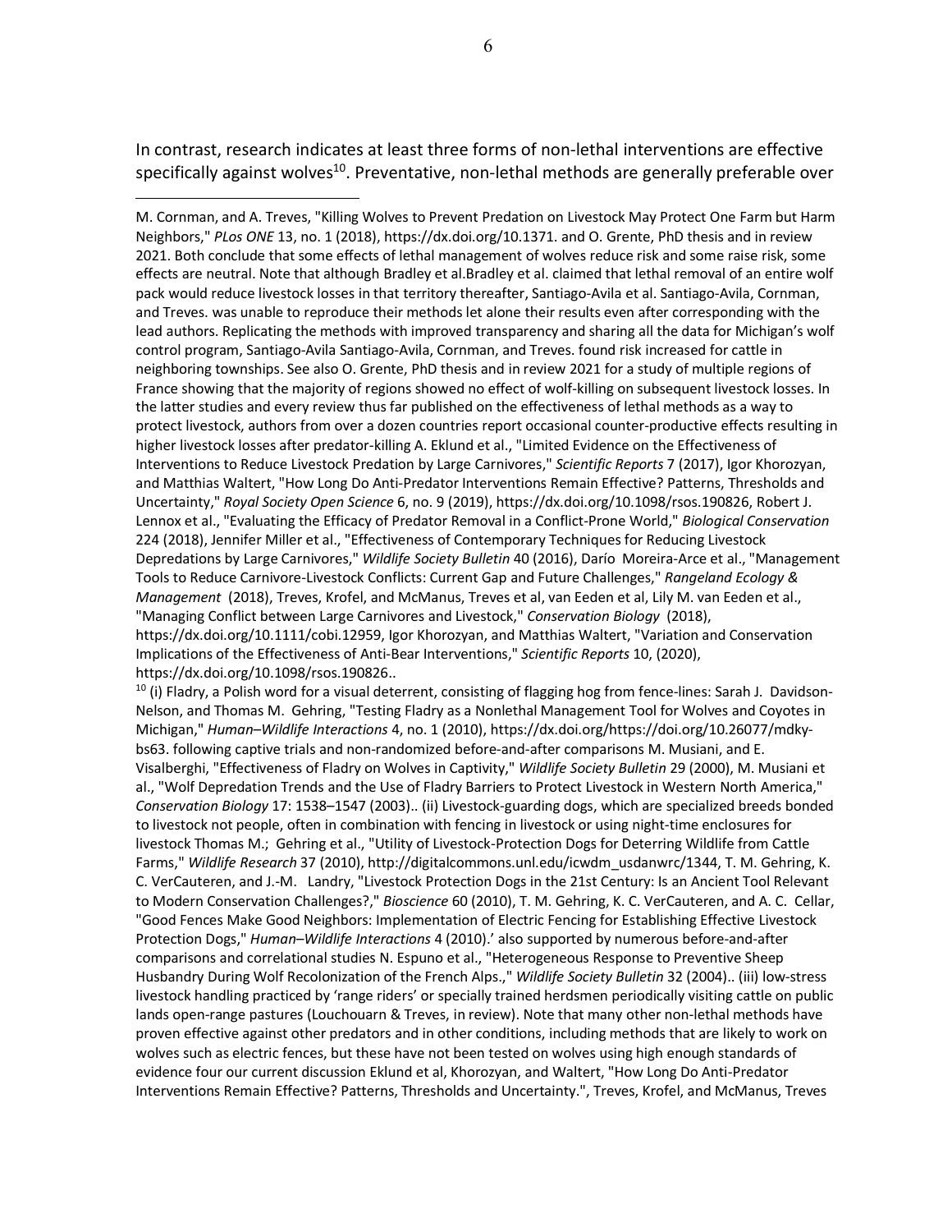In contrast, research indicates at least three forms of non-lethal interventions are effective specifically against wolves[10]. Preventative, non-lethal methods are generally preferable over

---

M. Cornman, and A. Treves, "Killing Wolves to Prevent Predation on Livestock May Protect One Farm but Harm Neighbors," *PLos ONE* 13, no. 1 (2018), https://dx.doi.org/10.1371. and O. Grente, PhD thesis and in review 2021. Both conclude that some effects of lethal management of wolves reduce risk and some raise risk, some effects are neutral. Note that although Bradley et al.Bradley et al. claimed that lethal removal of an entire wolf pack would reduce livestock losses in that territory thereafter, Santiago-Avila et al. Santiago-Avila, Cornman, and Treves. was unable to reproduce their methods let alone their results even after corresponding with the lead authors. Replicating the methods with improved transparency and sharing all the data for Michigan's wolf control program, Santiago-Avila Santiago-Avila, Cornman, and Treves. found risk increased for cattle in neighboring townships. See also O. Grente, PhD thesis and in review 2021 for a study of multiple regions of France showing that the majority of regions showed no effect of wolf-killing on subsequent livestock losses. In the latter studies and every review thus far published on the effectiveness of lethal methods as a way to protect livestock, authors from over a dozen countries report occasional counter-productive effects resulting in higher livestock losses after predator-killing A. Eklund et al., "Limited Evidence on the Effectiveness of Interventions to Reduce Livestock Predation by Large Carnivores," *Scientific Reports* 7 (2017), Igor Khorozyan, and Matthias Waltert, "How Long Do Anti-Predator Interventions Remain Effective? Patterns, Thresholds and Uncertainty," *Royal Society Open Science* 6, no. 9 (2019), https://dx.doi.org/10.1098/rsos.190826, Robert J. Lennox et al., "Evaluating the Efficacy of Predator Removal in a Conflict-Prone World," *Biological Conservation* 224 (2018), Jennifer Miller et al., "Effectiveness of Contemporary Techniques for Reducing Livestock Depredations by Large Carnivores," *Wildlife Society Bulletin* 40 (2016), Darío Moreira-Arce et al., "Management Tools to Reduce Carnivore-Livestock Conflicts: Current Gap and Future Challenges," *Rangeland Ecology & Management* (2018), Treves, Krofel, and McManus, Treves et al, van Eeden et al, Lily M. van Eeden et al., "Managing Conflict between Large Carnivores and Livestock," *Conservation Biology* (2018), https://dx.doi.org/10.1111/cobi.12959, Igor Khorozyan, and Matthias Waltert, "Variation and Conservation Implications of the Effectiveness of Anti-Bear Interventions," *Scientific Reports* 10, (2020), https://dx.doi.org/10.1098/rsos.190826..

[10] (i) Fladry, a Polish word for a visual deterrent, consisting of flagging hog from fence-lines: Sarah J. Davidson-Nelson, and Thomas M. Gehring, "Testing Fladry as a Nonlethal Management Tool for Wolves and Coyotes in Michigan," *Human–Wildlife Interactions* 4, no. 1 (2010), https://dx.doi.org/https://doi.org/10.26077/mdky-bs63. following captive trials and non-randomized before-and-after comparisons M. Musiani, and E. Visalberghi, "Effectiveness of Fladry on Wolves in Captivity," *Wildlife Society Bulletin* 29 (2000), M. Musiani et al., "Wolf Depredation Trends and the Use of Fladry Barriers to Protect Livestock in Western North America," *Conservation Biology* 17: 1538–1547 (2003).. (ii) Livestock-guarding dogs, which are specialized breeds bonded to livestock not people, often in combination with fencing in livestock or using night-time enclosures for livestock Thomas M.; Gehring et al., "Utility of Livestock-Protection Dogs for Deterring Wildlife from Cattle Farms," *Wildlife Research* 37 (2010), http://digitalcommons.unl.edu/icwdm_usdanwrc/1344, T. M. Gehring, K. C. VerCauteren, and J.-M. Landry, "Livestock Protection Dogs in the 21st Century: Is an Ancient Tool Relevant to Modern Conservation Challenges?," *Bioscience* 60 (2010), T. M. Gehring, K. C. VerCauteren, and A. C. Cellar, "Good Fences Make Good Neighbors: Implementation of Electric Fencing for Establishing Effective Livestock Protection Dogs," *Human–Wildlife Interactions* 4 (2010).' also supported by numerous before-and-after comparisons and correlational studies N. Espuno et al., "Heterogeneous Response to Preventive Sheep Husbandry During Wolf Recolonization of the French Alps.," *Wildlife Society Bulletin* 32 (2004).. (iii) low-stress livestock handling practiced by 'range riders' or specially trained herdsmen periodically visiting cattle on public lands open-range pastures (Louchouarn & Treves, in review). Note that many other non-lethal methods have proven effective against other predators and in other conditions, including methods that are likely to work on wolves such as electric fences, but these have not been tested on wolves using high enough standards of evidence four our current discussion Eklund et al, Khorozyan, and Waltert, "How Long Do Anti-Predator Interventions Remain Effective? Patterns, Thresholds and Uncertainty.", Treves, Krofel, and McManus, Treves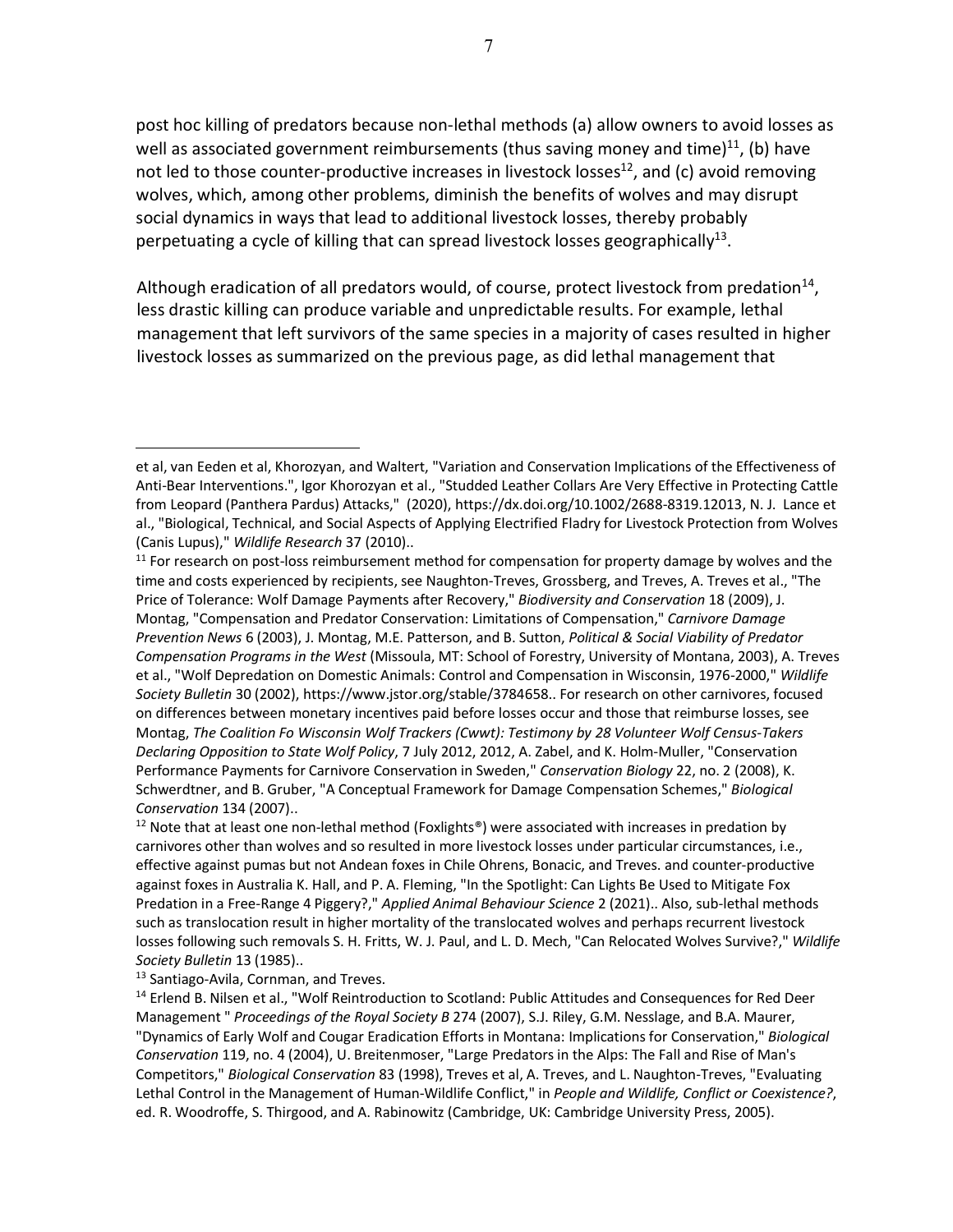post hoc killing of predators because non-lethal methods (a) allow owners to avoid losses as well as associated government reimbursements (thus saving money and time)[11], (b) have not led to those counter-productive increases in livestock losses[12], and (c) avoid removing wolves, which, among other problems, diminish the benefits of wolves and may disrupt social dynamics in ways that lead to additional livestock losses, thereby probably perpetuating a cycle of killing that can spread livestock losses geographically[13].

Although eradication of all predators would, of course, protect livestock from predation[14], less drastic killing can produce variable and unpredictable results. For example, lethal management that left survivors of the same species in a majority of cases resulted in higher livestock losses as summarized on the previous page, as did lethal management that

---

et al, van Eeden et al, Khorozyan, and Waltert, "Variation and Conservation Implications of the Effectiveness of Anti-Bear Interventions.", Igor Khorozyan et al., "Studded Leather Collars Are Very Effective in Protecting Cattle from Leopard (Panthera Pardus) Attacks," (2020), https://dx.doi.org/10.1002/2688-8319.12013, N. J. Lance et al., "Biological, Technical, and Social Aspects of Applying Electrified Fladry for Livestock Protection from Wolves (Canis Lupus)," *Wildlife Research* 37 (2010)..

[11] For research on post-loss reimbursement method for compensation for property damage by wolves and the time and costs experienced by recipients, see Naughton-Treves, Grossberg, and Treves, A. Treves et al., "The Price of Tolerance: Wolf Damage Payments after Recovery," *Biodiversity and Conservation* 18 (2009), J. Montag, "Compensation and Predator Conservation: Limitations of Compensation," *Carnivore Damage Prevention News* 6 (2003), J. Montag, M.E. Patterson, and B. Sutton, *Political & Social Viability of Predator Compensation Programs in the West* (Missoula, MT: School of Forestry, University of Montana, 2003), A. Treves et al., "Wolf Depredation on Domestic Animals: Control and Compensation in Wisconsin, 1976-2000," *Wildlife Society Bulletin* 30 (2002), https://www.jstor.org/stable/3784658.. For research on other carnivores, focused on differences between monetary incentives paid before losses occur and those that reimburse losses, see Montag, *The Coalition Fo Wisconsin Wolf Trackers (Cwwt): Testimony by 28 Volunteer Wolf Census-Takers Declaring Opposition to State Wolf Policy*, 7 July 2012, 2012, A. Zabel, and K. Holm-Muller, "Conservation Performance Payments for Carnivore Conservation in Sweden," *Conservation Biology* 22, no. 2 (2008), K. Schwerdtner, and B. Gruber, "A Conceptual Framework for Damage Compensation Schemes," *Biological Conservation* 134 (2007)..

[12] Note that at least one non-lethal method (Foxlights®) were associated with increases in predation by carnivores other than wolves and so resulted in more livestock losses under particular circumstances, i.e., effective against pumas but not Andean foxes in Chile Ohrens, Bonacic, and Treves. and counter-productive against foxes in Australia K. Hall, and P. A. Fleming, "In the Spotlight: Can Lights Be Used to Mitigate Fox Predation in a Free-Range 4 Piggery?," *Applied Animal Behaviour Science* 2 (2021).. Also, sub-lethal methods such as translocation result in higher mortality of the translocated wolves and perhaps recurrent livestock losses following such removals S. H. Fritts, W. J. Paul, and L. D. Mech, "Can Relocated Wolves Survive?," *Wildlife Society Bulletin* 13 (1985)..

[13] Santiago-Avila, Cornman, and Treves.

[14] Erlend B. Nilsen et al., "Wolf Reintroduction to Scotland: Public Attitudes and Consequences for Red Deer Management " *Proceedings of the Royal Society B* 274 (2007), S.J. Riley, G.M. Nesslage, and B.A. Maurer, "Dynamics of Early Wolf and Cougar Eradication Efforts in Montana: Implications for Conservation," *Biological Conservation* 119, no. 4 (2004), U. Breitenmoser, "Large Predators in the Alps: The Fall and Rise of Man's Competitors," *Biological Conservation* 83 (1998), Treves et al, A. Treves, and L. Naughton-Treves, "Evaluating Lethal Control in the Management of Human-Wildlife Conflict," in *People and Wildlife, Conflict or Coexistence?*, ed. R. Woodroffe, S. Thirgood, and A. Rabinowitz (Cambridge, UK: Cambridge University Press, 2005).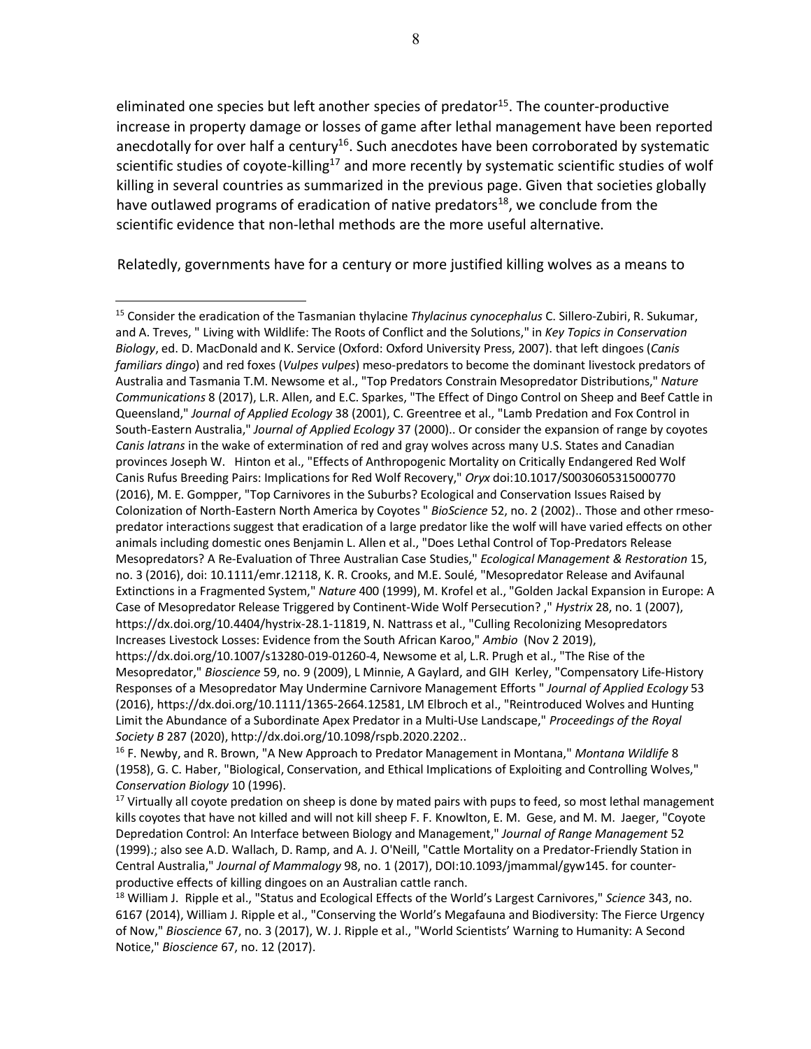eliminated one species but left another species of predator[15]. The counter-productive increase in property damage or losses of game after lethal management have been reported anecdotally for over half a century[16]. Such anecdotes have been corroborated by systematic scientific studies of coyote-killing[17] and more recently by systematic scientific studies of wolf killing in several countries as summarized in the previous page. Given that societies globally have outlawed programs of eradication of native predators[18], we conclude from the scientific evidence that non-lethal methods are the more useful alternative.

Relatedly, governments have for a century or more justified killing wolves as a means to

---

[15] Consider the eradication of the Tasmanian thylacine *Thylacinus cynocephalus* C. Sillero-Zubiri, R. Sukumar, and A. Treves, " Living with Wildlife: The Roots of Conflict and the Solutions," in *Key Topics in Conservation Biology*, ed. D. MacDonald and K. Service (Oxford: Oxford University Press, 2007). that left dingoes (*Canis familiars dingo*) and red foxes (*Vulpes vulpes*) meso-predators to become the dominant livestock predators of Australia and Tasmania T.M. Newsome et al., "Top Predators Constrain Mesopredator Distributions," *Nature Communications* 8 (2017), L.R. Allen, and E.C. Sparkes, "The Effect of Dingo Control on Sheep and Beef Cattle in Queensland," *Journal of Applied Ecology* 38 (2001), C. Greentree et al., "Lamb Predation and Fox Control in South-Eastern Australia," *Journal of Applied Ecology* 37 (2000).. Or consider the expansion of range by coyotes *Canis latrans* in the wake of extermination of red and gray wolves across many U.S. States and Canadian provinces Joseph W. Hinton et al., "Effects of Anthropogenic Mortality on Critically Endangered Red Wolf Canis Rufus Breeding Pairs: Implications for Red Wolf Recovery," *Oryx* doi:10.1017/S0030605315000770 (2016), M. E. Gompper, "Top Carnivores in the Suburbs? Ecological and Conservation Issues Raised by Colonization of North-Eastern North America by Coyotes " *BioScience* 52, no. 2 (2002).. Those and other rmeso-predator interactions suggest that eradication of a large predator like the wolf will have varied effects on other animals including domestic ones Benjamin L. Allen et al., "Does Lethal Control of Top-Predators Release Mesopredators? A Re-Evaluation of Three Australian Case Studies," *Ecological Management & Restoration* 15, no. 3 (2016), doi: 10.1111/emr.12118, K. R. Crooks, and M.E. Soulé, "Mesopredator Release and Avifaunal Extinctions in a Fragmented System," *Nature* 400 (1999), M. Krofel et al., "Golden Jackal Expansion in Europe: A Case of Mesopredator Release Triggered by Continent-Wide Wolf Persecution? ," *Hystrix* 28, no. 1 (2007), https://dx.doi.org/10.4404/hystrix-28.1-11819, N. Nattrass et al., "Culling Recolonizing Mesopredators Increases Livestock Losses: Evidence from the South African Karoo," *Ambio* (Nov 2 2019), https://dx.doi.org/10.1007/s13280-019-01260-4, Newsome et al, L.R. Prugh et al., "The Rise of the Mesopredator," *Bioscience* 59, no. 9 (2009), L Minnie, A Gaylard, and GIH Kerley, "Compensatory Life-History Responses of a Mesopredator May Undermine Carnivore Management Efforts " *Journal of Applied Ecology* 53 (2016), https://dx.doi.org/10.1111/1365-2664.12581, LM Elbroch et al., "Reintroduced Wolves and Hunting Limit the Abundance of a Subordinate Apex Predator in a Multi-Use Landscape," *Proceedings of the Royal Society B* 287 (2020), http://dx.doi.org/10.1098/rspb.2020.2202..

[16] F. Newby, and R. Brown, "A New Approach to Predator Management in Montana," *Montana Wildlife* 8 (1958), G. C. Haber, "Biological, Conservation, and Ethical Implications of Exploiting and Controlling Wolves," *Conservation Biology* 10 (1996).

[17] Virtually all coyote predation on sheep is done by mated pairs with pups to feed, so most lethal management kills coyotes that have not killed and will not kill sheep F. F. Knowlton, E. M. Gese, and M. M. Jaeger, "Coyote Depredation Control: An Interface between Biology and Management," *Journal of Range Management* 52 (1999).; also see A.D. Wallach, D. Ramp, and A. J. O'Neill, "Cattle Mortality on a Predator-Friendly Station in Central Australia," *Journal of Mammalogy* 98, no. 1 (2017), DOI:10.1093/jmammal/gyw145. for counter-productive effects of killing dingoes on an Australian cattle ranch.

[18] William J. Ripple et al., "Status and Ecological Effects of the World's Largest Carnivores," *Science* 343, no. 6167 (2014), William J. Ripple et al., "Conserving the World's Megafauna and Biodiversity: The Fierce Urgency of Now," *Bioscience* 67, no. 3 (2017), W. J. Ripple et al., "World Scientists' Warning to Humanity: A Second Notice," *Bioscience* 67, no. 12 (2017).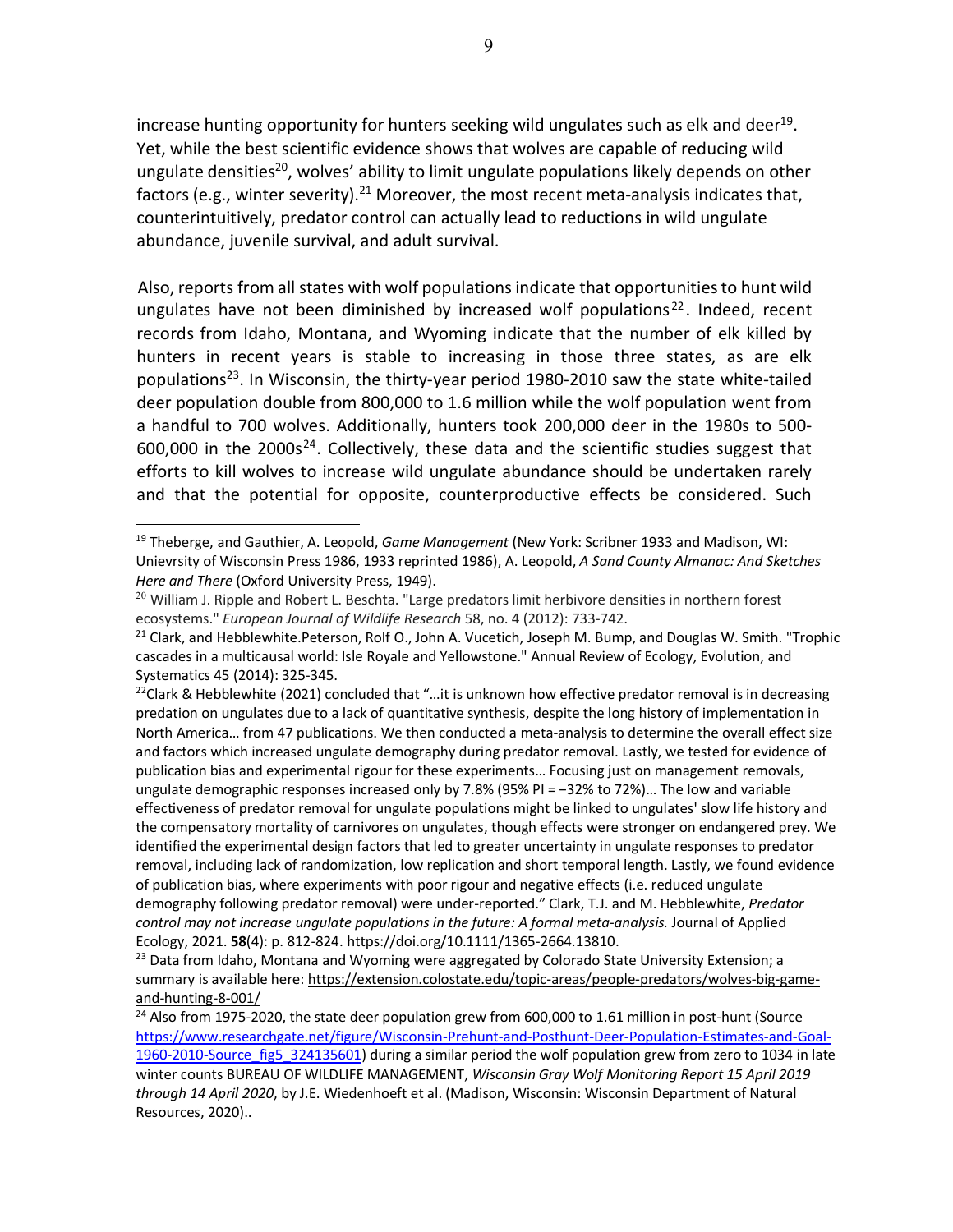increase hunting opportunity for hunters seeking wild ungulates such as elk and deer[19]. Yet, while the best scientific evidence shows that wolves are capable of reducing wild ungulate densities[20], wolves' ability to limit ungulate populations likely depends on other factors (e.g., winter severity).[21] Moreover, the most recent meta-analysis indicates that, counterintuitively, predator control can actually lead to reductions in wild ungulate abundance, juvenile survival, and adult survival.

Also, reports from all states with wolf populations indicate that opportunities to hunt wild ungulates have not been diminished by increased wolf populations[22]. Indeed, recent records from Idaho, Montana, and Wyoming indicate that the number of elk killed by hunters in recent years is stable to increasing in those three states, as are elk populations[23]. In Wisconsin, the thirty-year period 1980-2010 saw the state white-tailed deer population double from 800,000 to 1.6 million while the wolf population went from a handful to 700 wolves. Additionally, hunters took 200,000 deer in the 1980s to 500-600,000 in the 2000s[24]. Collectively, these data and the scientific studies suggest that efforts to kill wolves to increase wild ungulate abundance should be undertaken rarely and that the potential for opposite, counterproductive effects be considered. Such

---

[19] Theberge, and Gauthier, A. Leopold, *Game Management* (New York: Scribner 1933 and Madison, WI: Unievrsity of Wisconsin Press 1986, 1933 reprinted 1986), A. Leopold, *A Sand County Almanac: And Sketches Here and There* (Oxford University Press, 1949).

[20] William J. Ripple and Robert L. Beschta. "Large predators limit herbivore densities in northern forest ecosystems." *European Journal of Wildlife Research* 58, no. 4 (2012): 733-742.

[21] Clark, and Hebblewhite.Peterson, Rolf O., John A. Vucetich, Joseph M. Bump, and Douglas W. Smith. "Trophic cascades in a multicausal world: Isle Royale and Yellowstone." Annual Review of Ecology, Evolution, and Systematics 45 (2014): 325-345.

[22] Clark & Hebblewhite (2021) concluded that "…it is unknown how effective predator removal is in decreasing predation on ungulates due to a lack of quantitative synthesis, despite the long history of implementation in North America… from 47 publications. We then conducted a meta-analysis to determine the overall effect size and factors which increased ungulate demography during predator removal. Lastly, we tested for evidence of publication bias and experimental rigour for these experiments… Focusing just on management removals, ungulate demographic responses increased only by 7.8% (95% PI = −32% to 72%)… The low and variable effectiveness of predator removal for ungulate populations might be linked to ungulates' slow life history and the compensatory mortality of carnivores on ungulates, though effects were stronger on endangered prey. We identified the experimental design factors that led to greater uncertainty in ungulate responses to predator removal, including lack of randomization, low replication and short temporal length. Lastly, we found evidence of publication bias, where experiments with poor rigour and negative effects (i.e. reduced ungulate demography following predator removal) were under-reported." Clark, T.J. and M. Hebblewhite, *Predator control may not increase ungulate populations in the future: A formal meta-analysis.* Journal of Applied Ecology, 2021. **58**(4): p. 812-824. https://doi.org/10.1111/1365-2664.13810.

[23] Data from Idaho, Montana and Wyoming were aggregated by Colorado State University Extension; a summary is available here: https://extension.colostate.edu/topic-areas/people-predators/wolves-big-game-and-hunting-8-001/

[24] Also from 1975-2020, the state deer population grew from 600,000 to 1.61 million in post-hunt (Source https://www.researchgate.net/figure/Wisconsin-Prehunt-and-Posthunt-Deer-Population-Estimates-and-Goal-1960-2010-Source_fig5_324135601) during a similar period the wolf population grew from zero to 1034 in late winter counts BUREAU OF WILDLIFE MANAGEMENT, *Wisconsin Gray Wolf Monitoring Report 15 April 2019 through 14 April 2020*, by J.E. Wiedenhoeft et al. (Madison, Wisconsin: Wisconsin Department of Natural Resources, 2020)..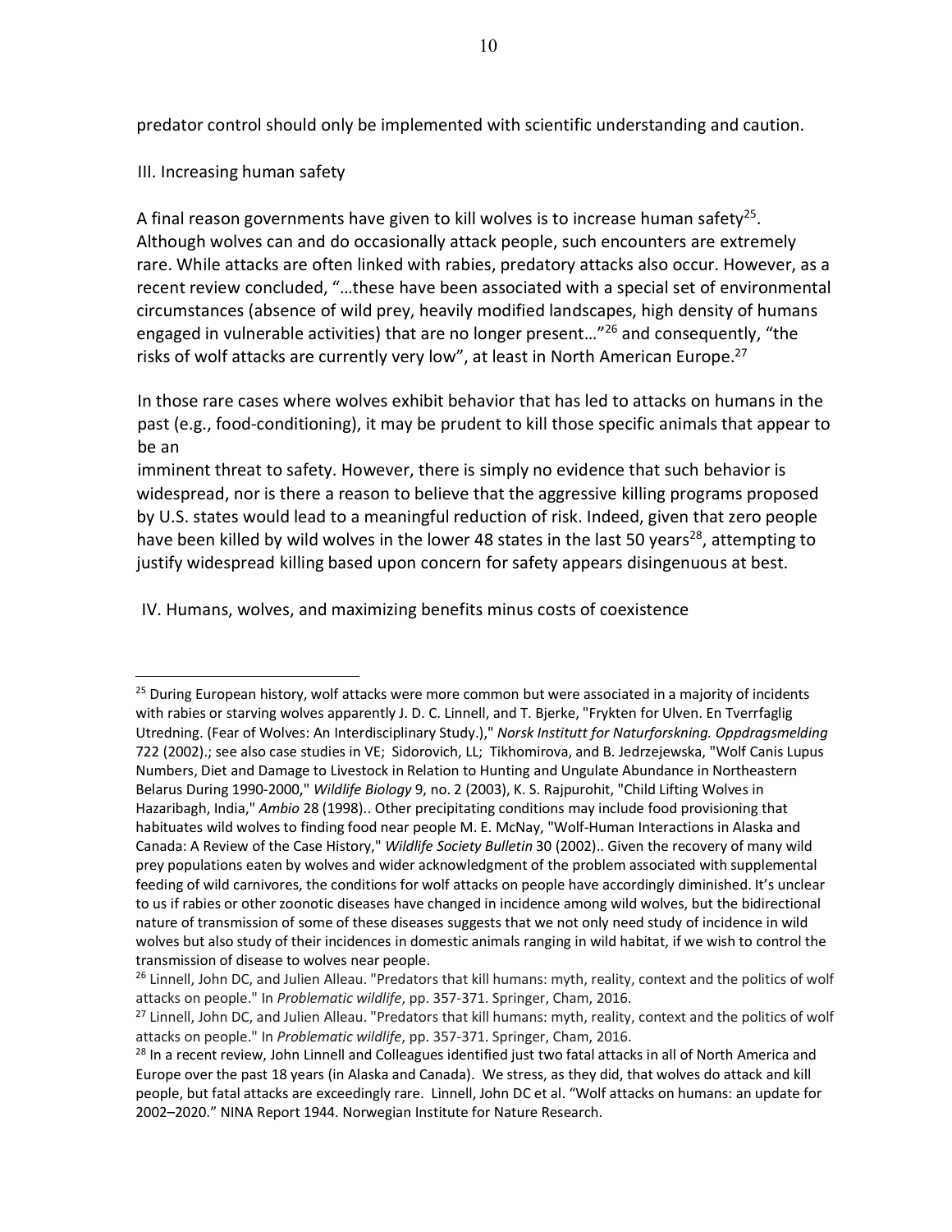predator control should only be implemented with scientific understanding and caution.

## III. Increasing human safety

A final reason governments have given to kill wolves is to increase human safety[25]. Although wolves can and do occasionally attack people, such encounters are extremely rare. While attacks are often linked with rabies, predatory attacks also occur. However, as a recent review concluded, "…these have been associated with a special set of environmental circumstances (absence of wild prey, heavily modified landscapes, high density of humans engaged in vulnerable activities) that are no longer present…"[26] and consequently, "the risks of wolf attacks are currently very low", at least in North American Europe.[27]

In those rare cases where wolves exhibit behavior that has led to attacks on humans in the past (e.g., food-conditioning), it may be prudent to kill those specific animals that appear to be an imminent threat to safety. However, there is simply no evidence that such behavior is widespread, nor is there a reason to believe that the aggressive killing programs proposed by U.S. states would lead to a meaningful reduction of risk. Indeed, given that zero people have been killed by wild wolves in the lower 48 states in the last 50 years[28], attempting to justify widespread killing based upon concern for safety appears disingenuous at best.

## IV. Humans, wolves, and maximizing benefits minus costs of coexistence

---

[25] During European history, wolf attacks were more common but were associated in a majority of incidents with rabies or starving wolves apparently J. D. C. Linnell, and T. Bjerke, "Frykten for Ulven. En Tverrfaglig Utredning. (Fear of Wolves: An Interdisciplinary Study.)," *Norsk Institutt for Naturforskning. Oppdragsmelding* 722 (2002).; see also case studies in VE; Sidorovich, LL; Tikhomirova, and B. Jedrzejewska, "Wolf Canis Lupus Numbers, Diet and Damage to Livestock in Relation to Hunting and Ungulate Abundance in Northeastern Belarus During 1990-2000," *Wildlife Biology* 9, no. 2 (2003), K. S. Rajpurohit, "Child Lifting Wolves in Hazaribagh, India," *Ambio* 28 (1998).. Other precipitating conditions may include food provisioning that habituates wild wolves to finding food near people M. E. McNay, "Wolf-Human Interactions in Alaska and Canada: A Review of the Case History," *Wildlife Society Bulletin* 30 (2002).. Given the recovery of many wild prey populations eaten by wolves and wider acknowledgment of the problem associated with supplemental feeding of wild carnivores, the conditions for wolf attacks on people have accordingly diminished. It's unclear to us if rabies or other zoonotic diseases have changed in incidence among wild wolves, but the bidirectional nature of transmission of some of these diseases suggests that we not only need study of incidence in wild wolves but also study of their incidences in domestic animals ranging in wild habitat, if we wish to control the transmission of disease to wolves near people.

[26] Linnell, John DC, and Julien Alleau. "Predators that kill humans: myth, reality, context and the politics of wolf attacks on people." In *Problematic wildlife*, pp. 357-371. Springer, Cham, 2016.

[27] Linnell, John DC, and Julien Alleau. "Predators that kill humans: myth, reality, context and the politics of wolf attacks on people." In *Problematic wildlife*, pp. 357-371. Springer, Cham, 2016.

[28] In a recent review, John Linnell and Colleagues identified just two fatal attacks in all of North America and Europe over the past 18 years (in Alaska and Canada). We stress, as they did, that wolves do attack and kill people, but fatal attacks are exceedingly rare. Linnell, John DC et al. "Wolf attacks on humans: an update for 2002–2020." NINA Report 1944. Norwegian Institute for Nature Research.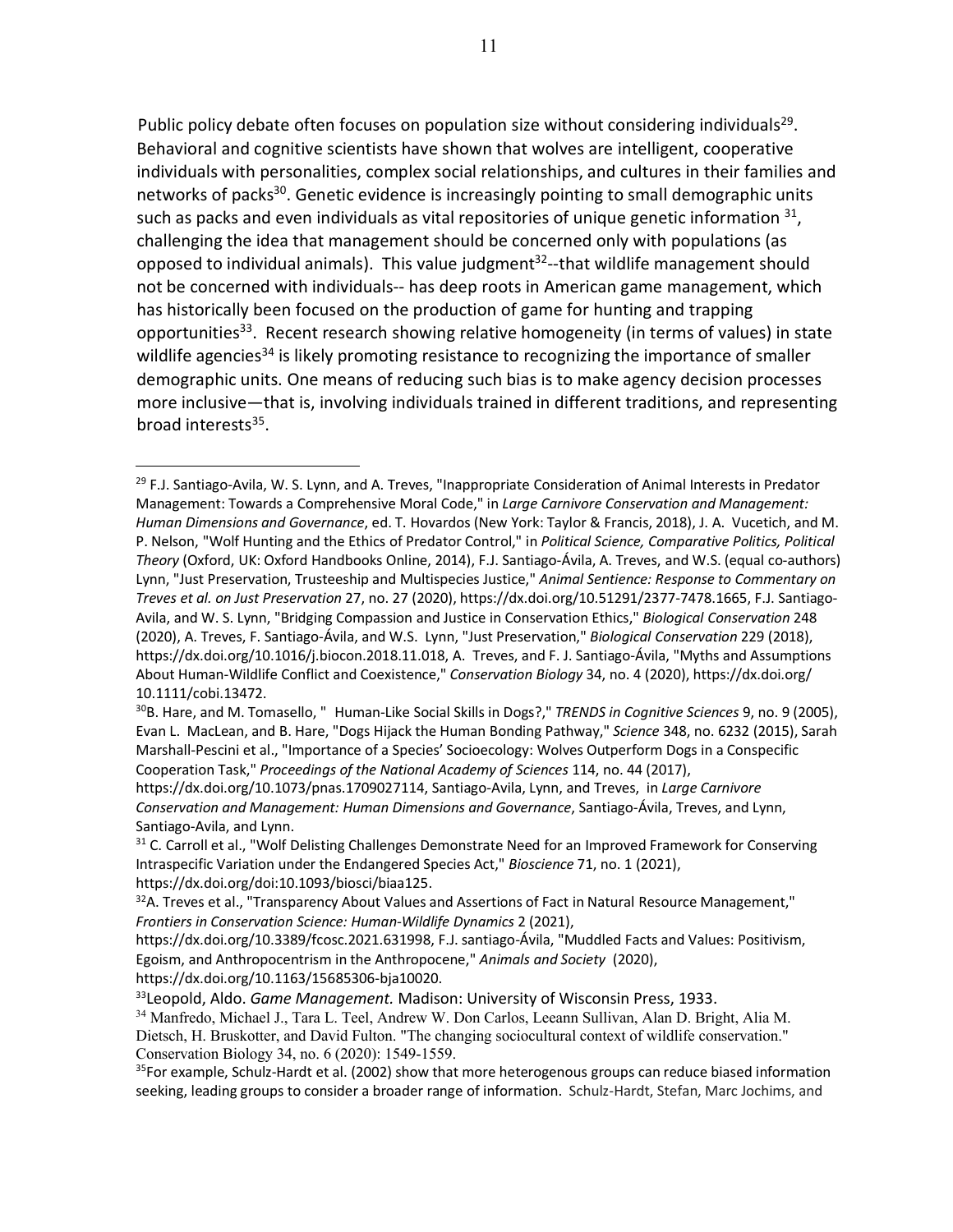Public policy debate often focuses on population size without considering individuals[29]. Behavioral and cognitive scientists have shown that wolves are intelligent, cooperative individuals with personalities, complex social relationships, and cultures in their families and networks of packs[30]. Genetic evidence is increasingly pointing to small demographic units such as packs and even individuals as vital repositories of unique genetic information [31], challenging the idea that management should be concerned only with populations (as opposed to individual animals). This value judgment[32]--that wildlife management should not be concerned with individuals-- has deep roots in American game management, which has historically been focused on the production of game for hunting and trapping opportunities[33]. Recent research showing relative homogeneity (in terms of values) in state wildlife agencies[34] is likely promoting resistance to recognizing the importance of smaller demographic units. One means of reducing such bias is to make agency decision processes more inclusive—that is, involving individuals trained in different traditions, and representing broad interests[35].

---

[29] F.J. Santiago-Avila, W. S. Lynn, and A. Treves, "Inappropriate Consideration of Animal Interests in Predator Management: Towards a Comprehensive Moral Code," in *Large Carnivore Conservation and Management: Human Dimensions and Governance*, ed. T. Hovardos (New York: Taylor & Francis, 2018), J. A. Vucetich, and M. P. Nelson, "Wolf Hunting and the Ethics of Predator Control," in *Political Science, Comparative Politics, Political Theory* (Oxford, UK: Oxford Handbooks Online, 2014), F.J. Santiago-Ávila, A. Treves, and W.S. (equal co-authors) Lynn, "Just Preservation, Trusteeship and Multispecies Justice," *Animal Sentience: Response to Commentary on Treves et al. on Just Preservation* 27, no. 27 (2020), https://dx.doi.org/10.51291/2377-7478.1665, F.J. Santiago-Avila, and W. S. Lynn, "Bridging Compassion and Justice in Conservation Ethics," *Biological Conservation* 248 (2020), A. Treves, F. Santiago-Ávila, and W.S. Lynn, "Just Preservation," *Biological Conservation* 229 (2018), https://dx.doi.org/10.1016/j.biocon.2018.11.018, A. Treves, and F. J. Santiago-Ávila, "Myths and Assumptions About Human-Wildlife Conflict and Coexistence," *Conservation Biology* 34, no. 4 (2020), https://dx.doi.org/ 10.1111/cobi.13472.

[30] B. Hare, and M. Tomasello, " Human-Like Social Skills in Dogs?," *TRENDS in Cognitive Sciences* 9, no. 9 (2005), Evan L. MacLean, and B. Hare, "Dogs Hijack the Human Bonding Pathway," *Science* 348, no. 6232 (2015), Sarah Marshall-Pescini et al., "Importance of a Species' Socioecology: Wolves Outperform Dogs in a Conspecific Cooperation Task," *Proceedings of the National Academy of Sciences* 114, no. 44 (2017), https://dx.doi.org/10.1073/pnas.1709027114, Santiago-Avila, Lynn, and Treves, in *Large Carnivore Conservation and Management: Human Dimensions and Governance*, Santiago-Ávila, Treves, and Lynn, Santiago-Avila, and Lynn.

[31] C. Carroll et al., "Wolf Delisting Challenges Demonstrate Need for an Improved Framework for Conserving Intraspecific Variation under the Endangered Species Act," *Bioscience* 71, no. 1 (2021), https://dx.doi.org/doi:10.1093/biosci/biaa125.

[32] A. Treves et al., "Transparency About Values and Assertions of Fact in Natural Resource Management," *Frontiers in Conservation Science: Human-Wildlife Dynamics* 2 (2021), https://dx.doi.org/10.3389/fcosc.2021.631998, F.J. santiago-Ávila, "Muddled Facts and Values: Positivism, Egoism, and Anthropocentrism in the Anthropocene," *Animals and Society* (2020), https://dx.doi.org/10.1163/15685306-bja10020.

[33] Leopold, Aldo. *Game Management.* Madison: University of Wisconsin Press, 1933.

[34] Manfredo, Michael J., Tara L. Teel, Andrew W. Don Carlos, Leeann Sullivan, Alan D. Bright, Alia M. Dietsch, H. Bruskotter, and David Fulton. "The changing sociocultural context of wildlife conservation." Conservation Biology 34, no. 6 (2020): 1549-1559.

[35] For example, Schulz-Hardt et al. (2002) show that more heterogenous groups can reduce biased information seeking, leading groups to consider a broader range of information. Schulz-Hardt, Stefan, Marc Jochims, and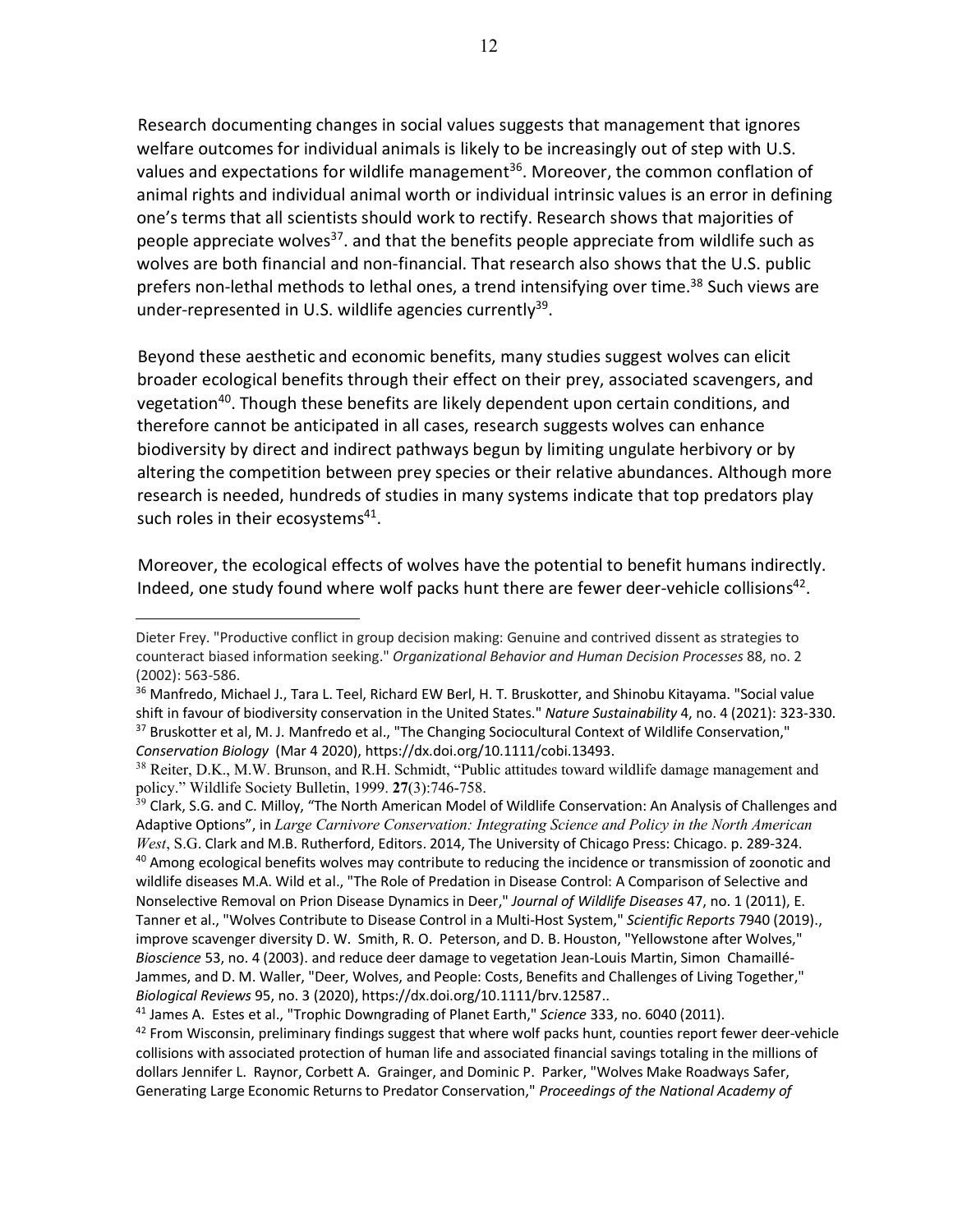Research documenting changes in social values suggests that management that ignores welfare outcomes for individual animals is likely to be increasingly out of step with U.S. values and expectations for wildlife management[36]. Moreover, the common conflation of animal rights and individual animal worth or individual intrinsic values is an error in defining one's terms that all scientists should work to rectify. Research shows that majorities of people appreciate wolves[37]. and that the benefits people appreciate from wildlife such as wolves are both financial and non-financial. That research also shows that the U.S. public prefers non-lethal methods to lethal ones, a trend intensifying over time.[38] Such views are under-represented in U.S. wildlife agencies currently[39].

Beyond these aesthetic and economic benefits, many studies suggest wolves can elicit broader ecological benefits through their effect on their prey, associated scavengers, and vegetation[40]. Though these benefits are likely dependent upon certain conditions, and therefore cannot be anticipated in all cases, research suggests wolves can enhance biodiversity by direct and indirect pathways begun by limiting ungulate herbivory or by altering the competition between prey species or their relative abundances. Although more research is needed, hundreds of studies in many systems indicate that top predators play such roles in their ecosystems[41].

Moreover, the ecological effects of wolves have the potential to benefit humans indirectly. Indeed, one study found where wolf packs hunt there are fewer deer-vehicle collisions[42].

---

Dieter Frey. "Productive conflict in group decision making: Genuine and contrived dissent as strategies to counteract biased information seeking." *Organizational Behavior and Human Decision Processes* 88, no. 2 (2002): 563-586.

[36] Manfredo, Michael J., Tara L. Teel, Richard EW Berl, H. T. Bruskotter, and Shinobu Kitayama. "Social value shift in favour of biodiversity conservation in the United States." *Nature Sustainability* 4, no. 4 (2021): 323-330.

[37] Bruskotter et al, M. J. Manfredo et al., "The Changing Sociocultural Context of Wildlife Conservation," *Conservation Biology* (Mar 4 2020), https://dx.doi.org/10.1111/cobi.13493.

[38] Reiter, D.K., M.W. Brunson, and R.H. Schmidt, "Public attitudes toward wildlife damage management and policy." Wildlife Society Bulletin, 1999. **27**(3):746-758.

[39] Clark, S.G. and C. Milloy, "The North American Model of Wildlife Conservation: An Analysis of Challenges and Adaptive Options", in *Large Carnivore Conservation: Integrating Science and Policy in the North American West*, S.G. Clark and M.B. Rutherford, Editors. 2014, The University of Chicago Press: Chicago. p. 289-324.

[40] Among ecological benefits wolves may contribute to reducing the incidence or transmission of zoonotic and wildlife diseases M.A. Wild et al., "The Role of Predation in Disease Control: A Comparison of Selective and Nonselective Removal on Prion Disease Dynamics in Deer," *Journal of Wildlife Diseases* 47, no. 1 (2011), E. Tanner et al., "Wolves Contribute to Disease Control in a Multi-Host System," *Scientific Reports* 7940 (2019)., improve scavenger diversity D. W. Smith, R. O. Peterson, and D. B. Houston, "Yellowstone after Wolves," *Bioscience* 53, no. 4 (2003). and reduce deer damage to vegetation Jean-Louis Martin, Simon Chamaillé-Jammes, and D. M. Waller, "Deer, Wolves, and People: Costs, Benefits and Challenges of Living Together," *Biological Reviews* 95, no. 3 (2020), https://dx.doi.org/10.1111/brv.12587..

[41] James A. Estes et al., "Trophic Downgrading of Planet Earth," *Science* 333, no. 6040 (2011).

[42] From Wisconsin, preliminary findings suggest that where wolf packs hunt, counties report fewer deer-vehicle collisions with associated protection of human life and associated financial savings totaling in the millions of dollars Jennifer L. Raynor, Corbett A. Grainger, and Dominic P. Parker, "Wolves Make Roadways Safer, Generating Large Economic Returns to Predator Conservation," *Proceedings of the National Academy of*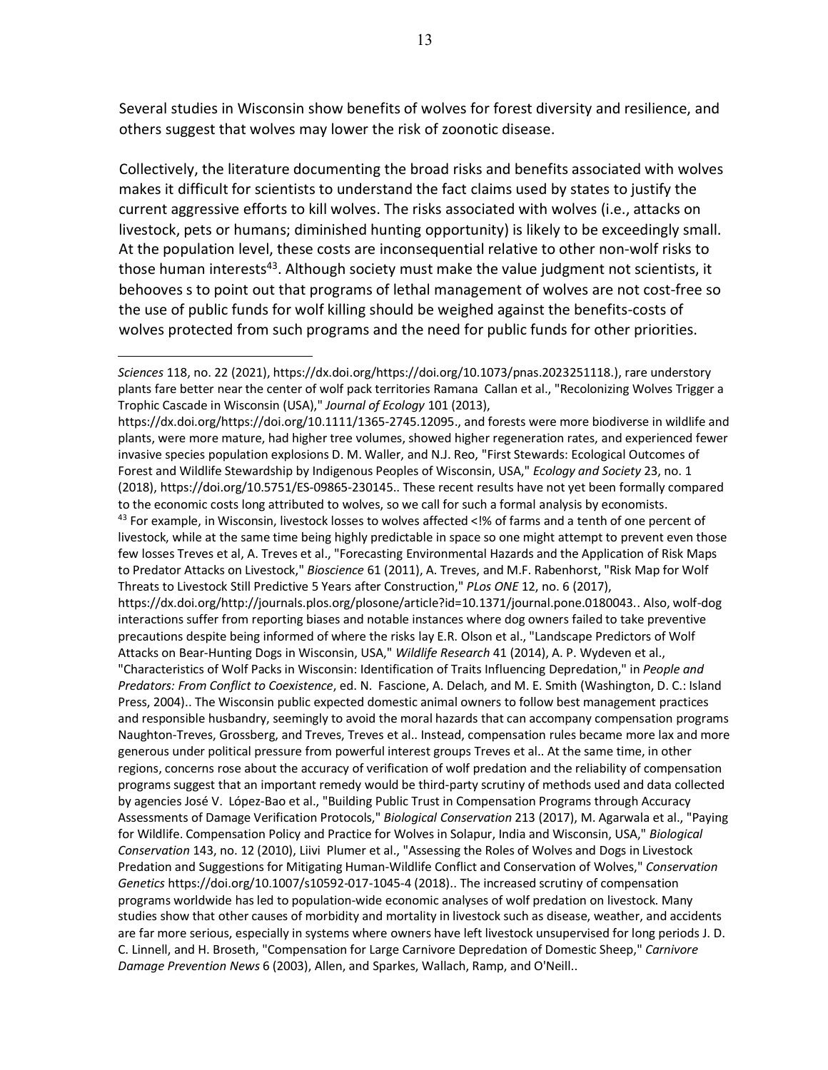Several studies in Wisconsin show benefits of wolves for forest diversity and resilience, and others suggest that wolves may lower the risk of zoonotic disease.

Collectively, the literature documenting the broad risks and benefits associated with wolves makes it difficult for scientists to understand the fact claims used by states to justify the current aggressive efforts to kill wolves. The risks associated with wolves (i.e., attacks on livestock, pets or humans; diminished hunting opportunity) is likely to be exceedingly small. At the population level, these costs are inconsequential relative to other non-wolf risks to those human interests[43]. Although society must make the value judgment not scientists, it behooves s to point out that programs of lethal management of wolves are not cost-free so the use of public funds for wolf killing should be weighed against the benefits-costs of wolves protected from such programs and the need for public funds for other priorities.

---

*Sciences* 118, no. 22 (2021), https://dx.doi.org/https://doi.org/10.1073/pnas.2023251118.), rare understory plants fare better near the center of wolf pack territories Ramana Callan et al., "Recolonizing Wolves Trigger a Trophic Cascade in Wisconsin (USA)," *Journal of Ecology* 101 (2013), https://dx.doi.org/https://doi.org/10.1111/1365-2745.12095., and forests were more biodiverse in wildlife and plants, were more mature, had higher tree volumes, showed higher regeneration rates, and experienced fewer invasive species population explosions D. M. Waller, and N.J. Reo, "First Stewards: Ecological Outcomes of Forest and Wildlife Stewardship by Indigenous Peoples of Wisconsin, USA," *Ecology and Society* 23, no. 1 (2018), https://doi.org/10.5751/ES-09865-230145.. These recent results have not yet been formally compared to the economic costs long attributed to wolves, so we call for such a formal analysis by economists.

[43] For example, in Wisconsin, livestock losses to wolves affected <!% of farms and a tenth of one percent of livestock, while at the same time being highly predictable in space so one might attempt to prevent even those few losses Treves et al, A. Treves et al., "Forecasting Environmental Hazards and the Application of Risk Maps to Predator Attacks on Livestock," *Bioscience* 61 (2011), A. Treves, and M.F. Rabenhorst, "Risk Map for Wolf Threats to Livestock Still Predictive 5 Years after Construction," *PLos ONE* 12, no. 6 (2017), https://dx.doi.org/http://journals.plos.org/plosone/article?id=10.1371/journal.pone.0180043.. Also, wolf-dog interactions suffer from reporting biases and notable instances where dog owners failed to take preventive precautions despite being informed of where the risks lay E.R. Olson et al., "Landscape Predictors of Wolf Attacks on Bear-Hunting Dogs in Wisconsin, USA," *Wildlife Research* 41 (2014), A. P. Wydeven et al., "Characteristics of Wolf Packs in Wisconsin: Identification of Traits Influencing Depredation," in *People and Predators: From Conflict to Coexistence*, ed. N. Fascione, A. Delach, and M. E. Smith (Washington, D. C.: Island Press, 2004).. The Wisconsin public expected domestic animal owners to follow best management practices and responsible husbandry, seemingly to avoid the moral hazards that can accompany compensation programs Naughton-Treves, Grossberg, and Treves, Treves et al.. Instead, compensation rules became more lax and more generous under political pressure from powerful interest groups Treves et al.. At the same time, in other regions, concerns rose about the accuracy of verification of wolf predation and the reliability of compensation programs suggest that an important remedy would be third-party scrutiny of methods used and data collected by agencies José V. López-Bao et al., "Building Public Trust in Compensation Programs through Accuracy Assessments of Damage Verification Protocols," *Biological Conservation* 213 (2017), M. Agarwala et al., "Paying for Wildlife. Compensation Policy and Practice for Wolves in Solapur, India and Wisconsin, USA," *Biological Conservation* 143, no. 12 (2010), Liivi Plumer et al., "Assessing the Roles of Wolves and Dogs in Livestock Predation and Suggestions for Mitigating Human-Wildlife Conflict and Conservation of Wolves," *Conservation Genetics* https://doi.org/10.1007/s10592-017-1045-4 (2018).. The increased scrutiny of compensation programs worldwide has led to population-wide economic analyses of wolf predation on livestock. Many studies show that other causes of morbidity and mortality in livestock such as disease, weather, and accidents are far more serious, especially in systems where owners have left livestock unsupervised for long periods J. D. C. Linnell, and H. Broseth, "Compensation for Large Carnivore Depredation of Domestic Sheep," *Carnivore Damage Prevention News* 6 (2003), Allen, and Sparkes, Wallach, Ramp, and O'Neill..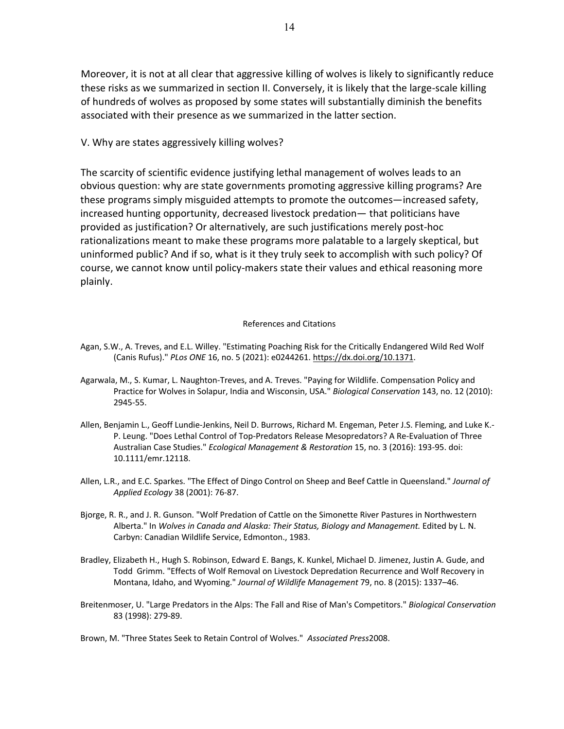Moreover, it is not at all clear that aggressive killing of wolves is likely to significantly reduce these risks as we summarized in section II. Conversely, it is likely that the large-scale killing of hundreds of wolves as proposed by some states will substantially diminish the benefits associated with their presence as we summarized in the latter section.

## V. Why are states aggressively killing wolves?

The scarcity of scientific evidence justifying lethal management of wolves leads to an obvious question: why are state governments promoting aggressive killing programs? Are these programs simply misguided attempts to promote the outcomes—increased safety, increased hunting opportunity, decreased livestock predation— that politicians have provided as justification? Or alternatively, are such justifications merely post-hoc rationalizations meant to make these programs more palatable to a largely skeptical, but uninformed public? And if so, what is it they truly seek to accomplish with such policy? Of course, we cannot know until policy-makers state their values and ethical reasoning more plainly.

## References and Citations

Agan, S.W., A. Treves, and E.L. Willey. "Estimating Poaching Risk for the Critically Endangered Wild Red Wolf (Canis Rufus)." *PLos ONE* 16, no. 5 (2021): e0244261. https://dx.doi.org/10.1371.

Agarwala, M., S. Kumar, L. Naughton-Treves, and A. Treves. "Paying for Wildlife. Compensation Policy and Practice for Wolves in Solapur, India and Wisconsin, USA." *Biological Conservation* 143, no. 12 (2010): 2945-55.

Allen, Benjamin L., Geoff Lundie-Jenkins, Neil D. Burrows, Richard M. Engeman, Peter J.S. Fleming, and Luke K.-P. Leung. "Does Lethal Control of Top-Predators Release Mesopredators? A Re-Evaluation of Three Australian Case Studies." *Ecological Management & Restoration* 15, no. 3 (2016): 193-95. doi: 10.1111/emr.12118.

Allen, L.R., and E.C. Sparkes. "The Effect of Dingo Control on Sheep and Beef Cattle in Queensland." *Journal of Applied Ecology* 38 (2001): 76-87.

Bjorge, R. R., and J. R. Gunson. "Wolf Predation of Cattle on the Simonette River Pastures in Northwestern Alberta." In *Wolves in Canada and Alaska: Their Status, Biology and Management.* Edited by L. N. Carbyn: Canadian Wildlife Service, Edmonton., 1983.

Bradley, Elizabeth H., Hugh S. Robinson, Edward E. Bangs, K. Kunkel, Michael D. Jimenez, Justin A. Gude, and Todd Grimm. "Effects of Wolf Removal on Livestock Depredation Recurrence and Wolf Recovery in Montana, Idaho, and Wyoming." *Journal of Wildlife Management* 79, no. 8 (2015): 1337–46.

Breitenmoser, U. "Large Predators in the Alps: The Fall and Rise of Man's Competitors." *Biological Conservation* 83 (1998): 279-89.

Brown, M. "Three States Seek to Retain Control of Wolves." *Associated Press*2008.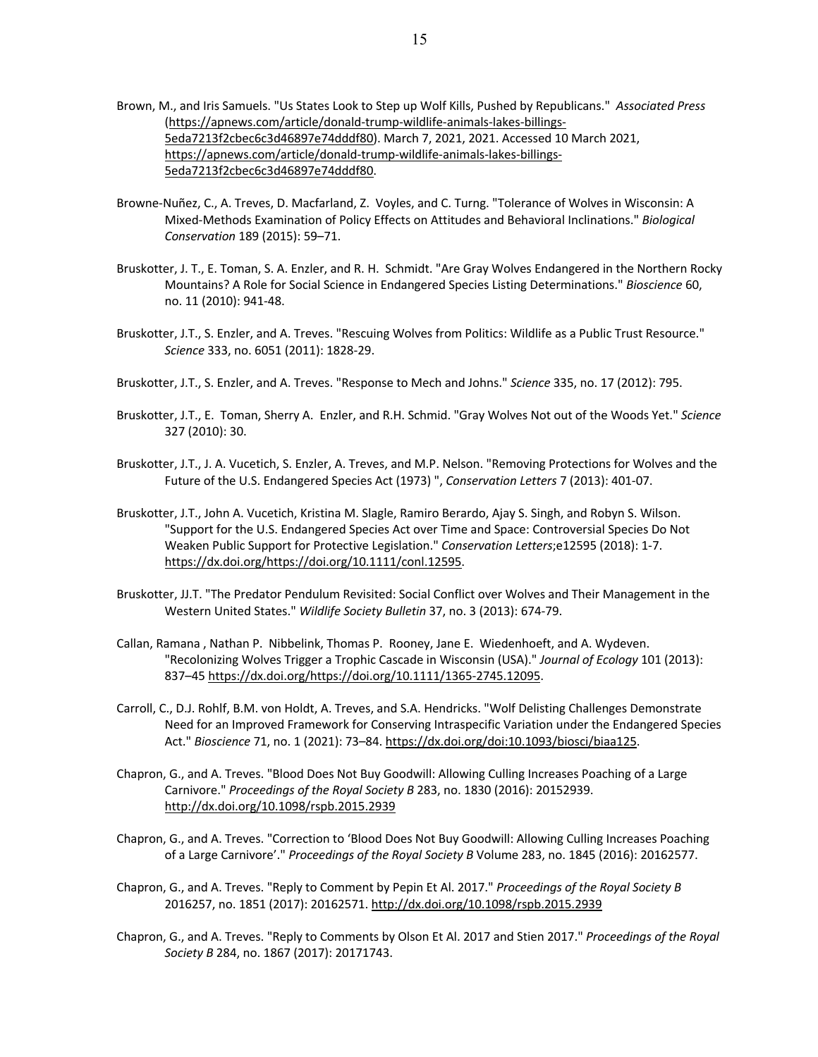Brown, M., and Iris Samuels. "Us States Look to Step up Wolf Kills, Pushed by Republicans." *Associated Press* (https://apnews.com/article/donald-trump-wildlife-animals-lakes-billings-5eda7213f2cbec6c3d46897e74dddf80). March 7, 2021, 2021. Accessed 10 March 2021, https://apnews.com/article/donald-trump-wildlife-animals-lakes-billings-5eda7213f2cbec6c3d46897e74dddf80.

Browne-Nuñez, C., A. Treves, D. Macfarland, Z. Voyles, and C. Turng. "Tolerance of Wolves in Wisconsin: A Mixed-Methods Examination of Policy Effects on Attitudes and Behavioral Inclinations." *Biological Conservation* 189 (2015): 59–71.

Bruskotter, J. T., E. Toman, S. A. Enzler, and R. H. Schmidt. "Are Gray Wolves Endangered in the Northern Rocky Mountains? A Role for Social Science in Endangered Species Listing Determinations." *Bioscience* 60, no. 11 (2010): 941-48.

Bruskotter, J.T., S. Enzler, and A. Treves. "Rescuing Wolves from Politics: Wildlife as a Public Trust Resource." *Science* 333, no. 6051 (2011): 1828-29.

Bruskotter, J.T., S. Enzler, and A. Treves. "Response to Mech and Johns." *Science* 335, no. 17 (2012): 795.

Bruskotter, J.T., E. Toman, Sherry A. Enzler, and R.H. Schmid. "Gray Wolves Not out of the Woods Yet." *Science* 327 (2010): 30.

Bruskotter, J.T., J. A. Vucetich, S. Enzler, A. Treves, and M.P. Nelson. "Removing Protections for Wolves and the Future of the U.S. Endangered Species Act (1973) ", *Conservation Letters* 7 (2013): 401-07.

Bruskotter, J.T., John A. Vucetich, Kristina M. Slagle, Ramiro Berardo, Ajay S. Singh, and Robyn S. Wilson. "Support for the U.S. Endangered Species Act over Time and Space: Controversial Species Do Not Weaken Public Support for Protective Legislation." *Conservation Letters*;e12595 (2018): 1-7. https://dx.doi.org/https://doi.org/10.1111/conl.12595.

Bruskotter, JJ.T. "The Predator Pendulum Revisited: Social Conflict over Wolves and Their Management in the Western United States." *Wildlife Society Bulletin* 37, no. 3 (2013): 674-79.

Callan, Ramana , Nathan P. Nibbelink, Thomas P. Rooney, Jane E. Wiedenhoeft, and A. Wydeven. "Recolonizing Wolves Trigger a Trophic Cascade in Wisconsin (USA)." *Journal of Ecology* 101 (2013): 837–45 https://dx.doi.org/https://doi.org/10.1111/1365-2745.12095.

Carroll, C., D.J. Rohlf, B.M. von Holdt, A. Treves, and S.A. Hendricks. "Wolf Delisting Challenges Demonstrate Need for an Improved Framework for Conserving Intraspecific Variation under the Endangered Species Act." *Bioscience* 71, no. 1 (2021): 73–84. https://dx.doi.org/doi:10.1093/biosci/biaa125.

Chapron, G., and A. Treves. "Blood Does Not Buy Goodwill: Allowing Culling Increases Poaching of a Large Carnivore." *Proceedings of the Royal Society B* 283, no. 1830 (2016): 20152939. http://dx.doi.org/10.1098/rspb.2015.2939

Chapron, G., and A. Treves. "Correction to 'Blood Does Not Buy Goodwill: Allowing Culling Increases Poaching of a Large Carnivore'." *Proceedings of the Royal Society B* Volume 283, no. 1845 (2016): 20162577.

Chapron, G., and A. Treves. "Reply to Comment by Pepin Et Al. 2017." *Proceedings of the Royal Society B* 2016257, no. 1851 (2017): 20162571. http://dx.doi.org/10.1098/rspb.2015.2939

Chapron, G., and A. Treves. "Reply to Comments by Olson Et Al. 2017 and Stien 2017." *Proceedings of the Royal Society B* 284, no. 1867 (2017): 20171743.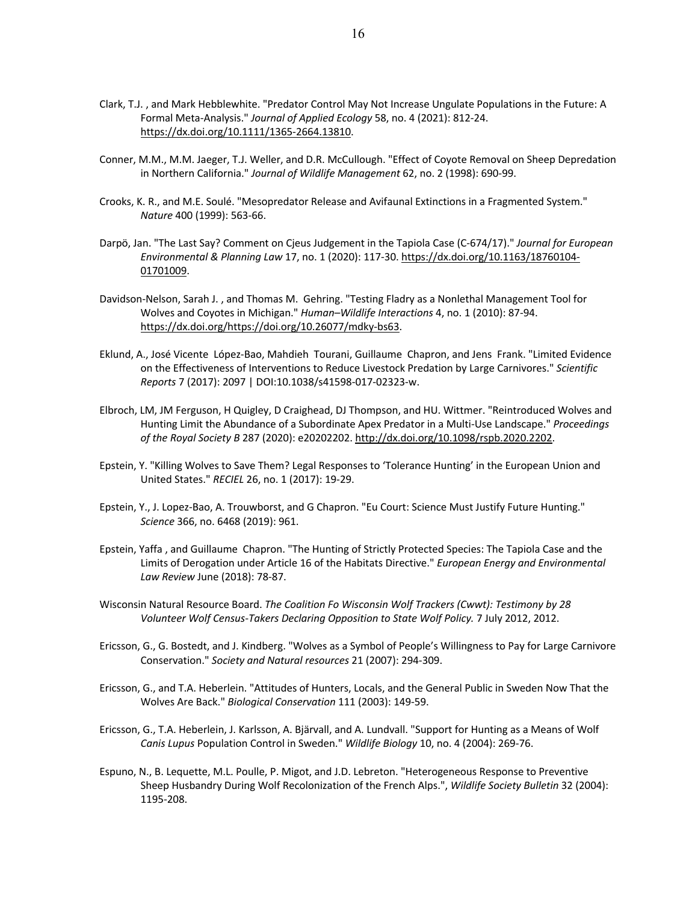Clark, T.J. , and Mark Hebblewhite. "Predator Control May Not Increase Ungulate Populations in the Future: A Formal Meta-Analysis." *Journal of Applied Ecology* 58, no. 4 (2021): 812-24. https://dx.doi.org/10.1111/1365-2664.13810.

Conner, M.M., M.M. Jaeger, T.J. Weller, and D.R. McCullough. "Effect of Coyote Removal on Sheep Depredation in Northern California." *Journal of Wildlife Management* 62, no. 2 (1998): 690-99.

Crooks, K. R., and M.E. Soulé. "Mesopredator Release and Avifaunal Extinctions in a Fragmented System." *Nature* 400 (1999): 563-66.

Darpö, Jan. "The Last Say? Comment on Cjeus Judgement in the Tapiola Case (C-674/17)." *Journal for European Environmental & Planning Law* 17, no. 1 (2020): 117-30. https://dx.doi.org/10.1163/18760104-01701009.

Davidson-Nelson, Sarah J. , and Thomas M. Gehring. "Testing Fladry as a Nonlethal Management Tool for Wolves and Coyotes in Michigan." *Human–Wildlife Interactions* 4, no. 1 (2010): 87-94. https://dx.doi.org/https://doi.org/10.26077/mdky-bs63.

Eklund, A., José Vicente López-Bao, Mahdieh Tourani, Guillaume Chapron, and Jens Frank. "Limited Evidence on the Effectiveness of Interventions to Reduce Livestock Predation by Large Carnivores." *Scientific Reports* 7 (2017): 2097 | DOI:10.1038/s41598-017-02323-w.

Elbroch, LM, JM Ferguson, H Quigley, D Craighead, DJ Thompson, and HU. Wittmer. "Reintroduced Wolves and Hunting Limit the Abundance of a Subordinate Apex Predator in a Multi-Use Landscape." *Proceedings of the Royal Society B* 287 (2020): e20202202. http://dx.doi.org/10.1098/rspb.2020.2202.

Epstein, Y. "Killing Wolves to Save Them? Legal Responses to 'Tolerance Hunting' in the European Union and United States." *RECIEL* 26, no. 1 (2017): 19-29.

Epstein, Y., J. Lopez-Bao, A. Trouwborst, and G Chapron. "Eu Court: Science Must Justify Future Hunting." *Science* 366, no. 6468 (2019): 961.

Epstein, Yaffa , and Guillaume Chapron. "The Hunting of Strictly Protected Species: The Tapiola Case and the Limits of Derogation under Article 16 of the Habitats Directive." *European Energy and Environmental Law Review* June (2018): 78-87.

Wisconsin Natural Resource Board. *The Coalition Fo Wisconsin Wolf Trackers (Cwwt): Testimony by 28 Volunteer Wolf Census-Takers Declaring Opposition to State Wolf Policy.* 7 July 2012, 2012.

Ericsson, G., G. Bostedt, and J. Kindberg. "Wolves as a Symbol of People's Willingness to Pay for Large Carnivore Conservation." *Society and Natural resources* 21 (2007): 294-309.

Ericsson, G., and T.A. Heberlein. "Attitudes of Hunters, Locals, and the General Public in Sweden Now That the Wolves Are Back." *Biological Conservation* 111 (2003): 149-59.

Ericsson, G., T.A. Heberlein, J. Karlsson, A. Bjärvall, and A. Lundvall. "Support for Hunting as a Means of Wolf *Canis Lupus* Population Control in Sweden." *Wildlife Biology* 10, no. 4 (2004): 269-76.

Espuno, N., B. Lequette, M.L. Poulle, P. Migot, and J.D. Lebreton. "Heterogeneous Response to Preventive Sheep Husbandry During Wolf Recolonization of the French Alps.", *Wildlife Society Bulletin* 32 (2004): 1195-208.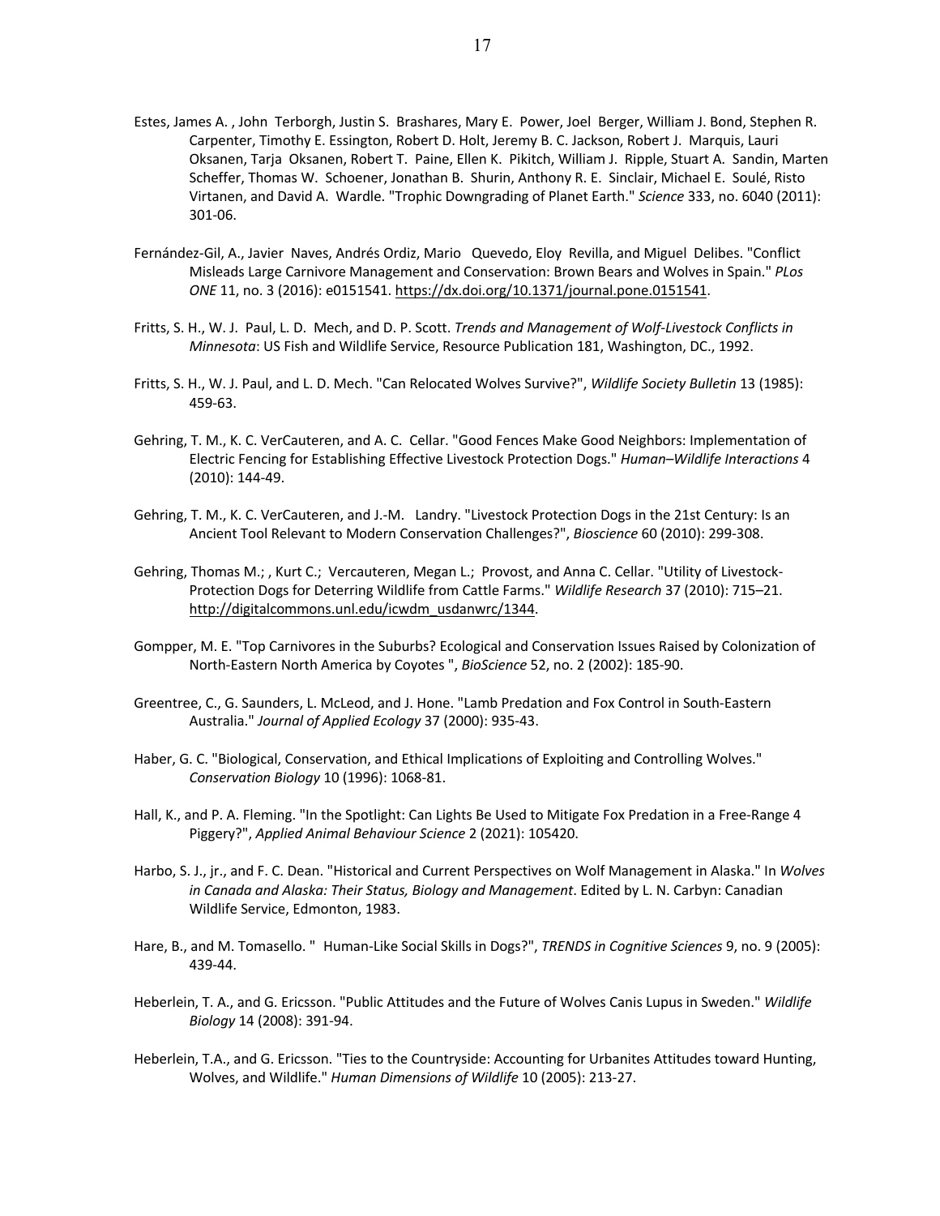Estes, James A. , John Terborgh, Justin S. Brashares, Mary E. Power, Joel Berger, William J. Bond, Stephen R. Carpenter, Timothy E. Essington, Robert D. Holt, Jeremy B. C. Jackson, Robert J. Marquis, Lauri Oksanen, Tarja Oksanen, Robert T. Paine, Ellen K. Pikitch, William J. Ripple, Stuart A. Sandin, Marten Scheffer, Thomas W. Schoener, Jonathan B. Shurin, Anthony R. E. Sinclair, Michael E. Soulé, Risto Virtanen, and David A. Wardle. "Trophic Downgrading of Planet Earth." *Science* 333, no. 6040 (2011): 301-06.

Fernández-Gil, A., Javier Naves, Andrés Ordiz, Mario Quevedo, Eloy Revilla, and Miguel Delibes. "Conflict Misleads Large Carnivore Management and Conservation: Brown Bears and Wolves in Spain." *PLos ONE* 11, no. 3 (2016): e0151541. https://dx.doi.org/10.1371/journal.pone.0151541.

Fritts, S. H., W. J. Paul, L. D. Mech, and D. P. Scott. *Trends and Management of Wolf-Livestock Conflicts in Minnesota*: US Fish and Wildlife Service, Resource Publication 181, Washington, DC., 1992.

Fritts, S. H., W. J. Paul, and L. D. Mech. "Can Relocated Wolves Survive?", *Wildlife Society Bulletin* 13 (1985): 459-63.

Gehring, T. M., K. C. VerCauteren, and A. C. Cellar. "Good Fences Make Good Neighbors: Implementation of Electric Fencing for Establishing Effective Livestock Protection Dogs." *Human–Wildlife Interactions* 4 (2010): 144-49.

Gehring, T. M., K. C. VerCauteren, and J.-M. Landry. "Livestock Protection Dogs in the 21st Century: Is an Ancient Tool Relevant to Modern Conservation Challenges?", *Bioscience* 60 (2010): 299-308.

Gehring, Thomas M.; , Kurt C.; Vercauteren, Megan L.; Provost, and Anna C. Cellar. "Utility of Livestock-Protection Dogs for Deterring Wildlife from Cattle Farms." *Wildlife Research* 37 (2010): 715–21. http://digitalcommons.unl.edu/icwdm_usdanwrc/1344.

Gompper, M. E. "Top Carnivores in the Suburbs? Ecological and Conservation Issues Raised by Colonization of North-Eastern North America by Coyotes ", *BioScience* 52, no. 2 (2002): 185-90.

Greentree, C., G. Saunders, L. McLeod, and J. Hone. "Lamb Predation and Fox Control in South-Eastern Australia." *Journal of Applied Ecology* 37 (2000): 935-43.

Haber, G. C. "Biological, Conservation, and Ethical Implications of Exploiting and Controlling Wolves." *Conservation Biology* 10 (1996): 1068-81.

Hall, K., and P. A. Fleming. "In the Spotlight: Can Lights Be Used to Mitigate Fox Predation in a Free-Range 4 Piggery?", *Applied Animal Behaviour Science* 2 (2021): 105420.

Harbo, S. J., jr., and F. C. Dean. "Historical and Current Perspectives on Wolf Management in Alaska." In *Wolves in Canada and Alaska: Their Status, Biology and Management*. Edited by L. N. Carbyn: Canadian Wildlife Service, Edmonton, 1983.

Hare, B., and M. Tomasello. " Human-Like Social Skills in Dogs?", *TRENDS in Cognitive Sciences* 9, no. 9 (2005): 439-44.

Heberlein, T. A., and G. Ericsson. "Public Attitudes and the Future of Wolves Canis Lupus in Sweden." *Wildlife Biology* 14 (2008): 391-94.

Heberlein, T.A., and G. Ericsson. "Ties to the Countryside: Accounting for Urbanites Attitudes toward Hunting, Wolves, and Wildlife." *Human Dimensions of Wildlife* 10 (2005): 213-27.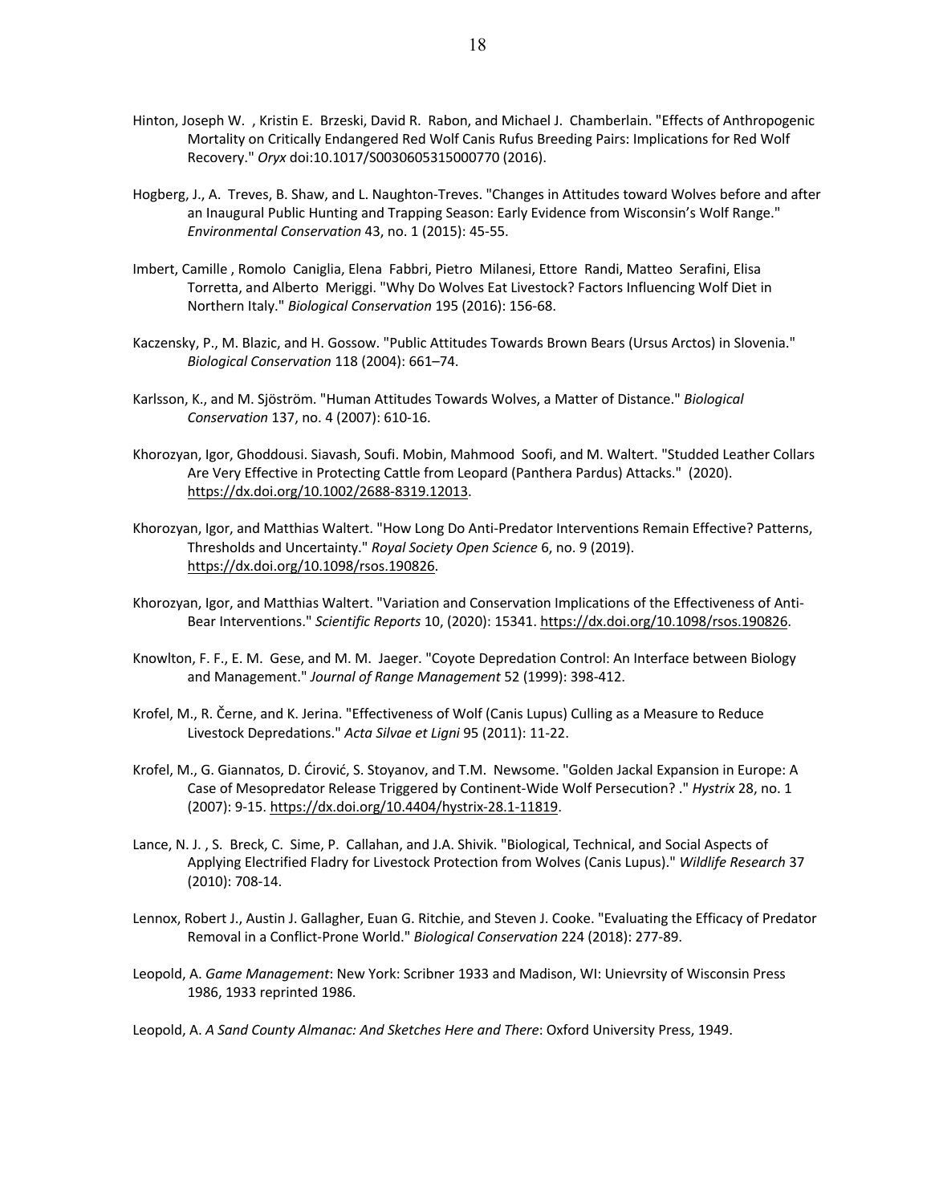Hinton, Joseph W. , Kristin E. Brzeski, David R. Rabon, and Michael J. Chamberlain. "Effects of Anthropogenic Mortality on Critically Endangered Red Wolf Canis Rufus Breeding Pairs: Implications for Red Wolf Recovery." *Oryx* doi:10.1017/S0030605315000770 (2016).

Hogberg, J., A. Treves, B. Shaw, and L. Naughton-Treves. "Changes in Attitudes toward Wolves before and after an Inaugural Public Hunting and Trapping Season: Early Evidence from Wisconsin's Wolf Range." *Environmental Conservation* 43, no. 1 (2015): 45-55.

Imbert, Camille , Romolo Caniglia, Elena Fabbri, Pietro Milanesi, Ettore Randi, Matteo Serafini, Elisa Torretta, and Alberto Meriggi. "Why Do Wolves Eat Livestock? Factors Influencing Wolf Diet in Northern Italy." *Biological Conservation* 195 (2016): 156-68.

Kaczensky, P., M. Blazic, and H. Gossow. "Public Attitudes Towards Brown Bears (Ursus Arctos) in Slovenia." *Biological Conservation* 118 (2004): 661–74.

Karlsson, K., and M. Sjöström. "Human Attitudes Towards Wolves, a Matter of Distance." *Biological Conservation* 137, no. 4 (2007): 610-16.

Khorozyan, Igor, Ghoddousi. Siavash, Soufi. Mobin, Mahmood Soofi, and M. Waltert. "Studded Leather Collars Are Very Effective in Protecting Cattle from Leopard (Panthera Pardus) Attacks." (2020). https://dx.doi.org/10.1002/2688-8319.12013.

Khorozyan, Igor, and Matthias Waltert. "How Long Do Anti-Predator Interventions Remain Effective? Patterns, Thresholds and Uncertainty." *Royal Society Open Science* 6, no. 9 (2019). https://dx.doi.org/10.1098/rsos.190826.

Khorozyan, Igor, and Matthias Waltert. "Variation and Conservation Implications of the Effectiveness of Anti-Bear Interventions." *Scientific Reports* 10, (2020): 15341. https://dx.doi.org/10.1098/rsos.190826.

Knowlton, F. F., E. M. Gese, and M. M. Jaeger. "Coyote Depredation Control: An Interface between Biology and Management." *Journal of Range Management* 52 (1999): 398-412.

Krofel, M., R. Černe, and K. Jerina. "Effectiveness of Wolf (Canis Lupus) Culling as a Measure to Reduce Livestock Depredations." *Acta Silvae et Ligni* 95 (2011): 11-22.

Krofel, M., G. Giannatos, D. Ćirović, S. Stoyanov, and T.M. Newsome. "Golden Jackal Expansion in Europe: A Case of Mesopredator Release Triggered by Continent-Wide Wolf Persecution? ." *Hystrix* 28, no. 1 (2007): 9-15. https://dx.doi.org/10.4404/hystrix-28.1-11819.

Lance, N. J. , S. Breck, C. Sime, P. Callahan, and J.A. Shivik. "Biological, Technical, and Social Aspects of Applying Electrified Fladry for Livestock Protection from Wolves (Canis Lupus)." *Wildlife Research* 37 (2010): 708-14.

Lennox, Robert J., Austin J. Gallagher, Euan G. Ritchie, and Steven J. Cooke. "Evaluating the Efficacy of Predator Removal in a Conflict-Prone World." *Biological Conservation* 224 (2018): 277-89.

Leopold, A. *Game Management*: New York: Scribner 1933 and Madison, WI: Unievrsity of Wisconsin Press 1986, 1933 reprinted 1986.

Leopold, A. *A Sand County Almanac: And Sketches Here and There*: Oxford University Press, 1949.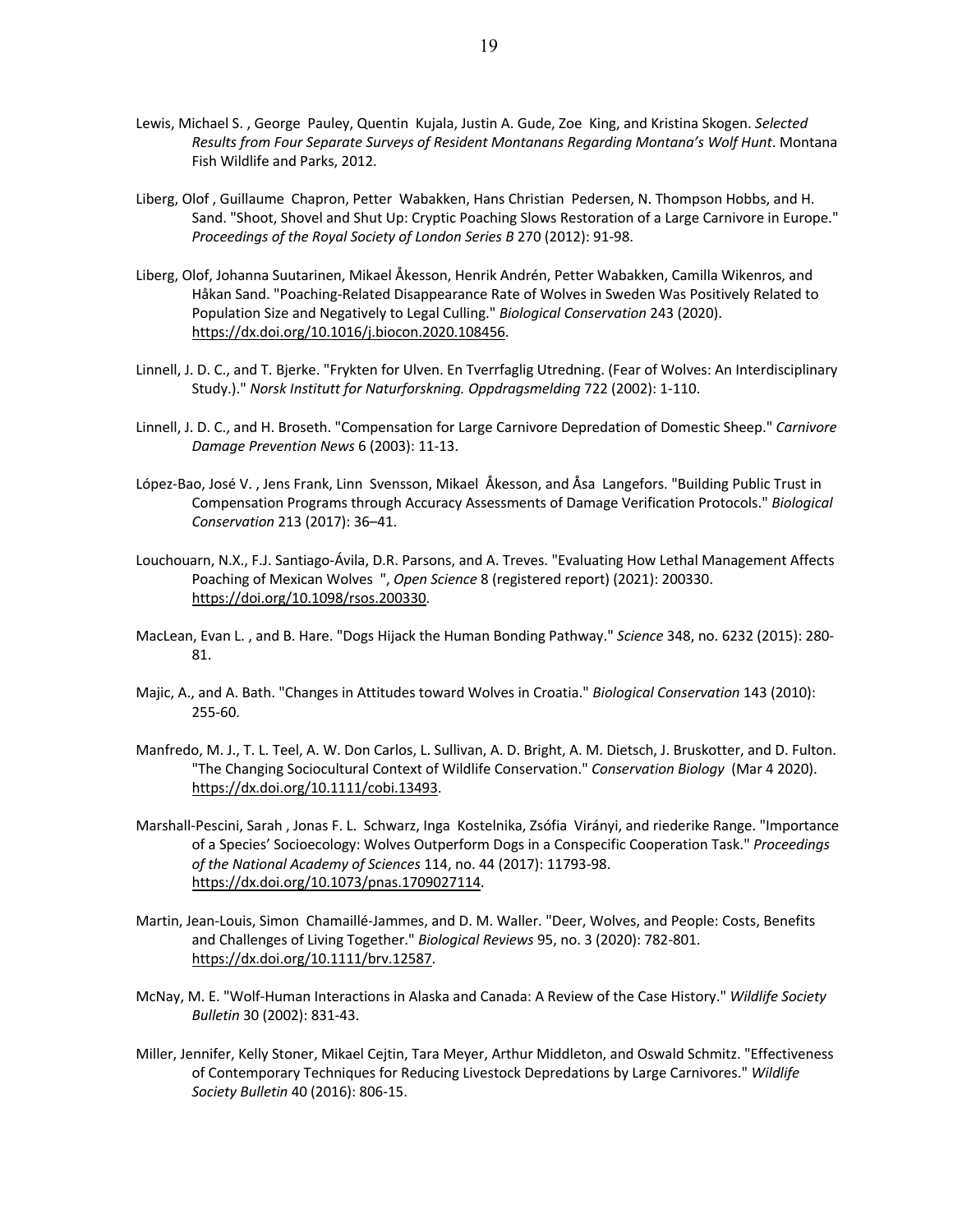Lewis, Michael S. , George Pauley, Quentin Kujala, Justin A. Gude, Zoe King, and Kristina Skogen. *Selected Results from Four Separate Surveys of Resident Montanans Regarding Montana's Wolf Hunt*. Montana Fish Wildlife and Parks, 2012.

Liberg, Olof , Guillaume Chapron, Petter Wabakken, Hans Christian Pedersen, N. Thompson Hobbs, and H. Sand. "Shoot, Shovel and Shut Up: Cryptic Poaching Slows Restoration of a Large Carnivore in Europe." *Proceedings of the Royal Society of London Series B* 270 (2012): 91-98.

Liberg, Olof, Johanna Suutarinen, Mikael Åkesson, Henrik Andrén, Petter Wabakken, Camilla Wikenros, and Håkan Sand. "Poaching-Related Disappearance Rate of Wolves in Sweden Was Positively Related to Population Size and Negatively to Legal Culling." *Biological Conservation* 243 (2020). https://dx.doi.org/10.1016/j.biocon.2020.108456.

Linnell, J. D. C., and T. Bjerke. "Frykten for Ulven. En Tverrfaglig Utredning. (Fear of Wolves: An Interdisciplinary Study.)." *Norsk Institutt for Naturforskning. Oppdragsmelding* 722 (2002): 1-110.

Linnell, J. D. C., and H. Broseth. "Compensation for Large Carnivore Depredation of Domestic Sheep." *Carnivore Damage Prevention News* 6 (2003): 11-13.

López-Bao, José V. , Jens Frank, Linn Svensson, Mikael Åkesson, and Åsa Langefors. "Building Public Trust in Compensation Programs through Accuracy Assessments of Damage Verification Protocols." *Biological Conservation* 213 (2017): 36–41.

Louchouarn, N.X., F.J. Santiago-Ávila, D.R. Parsons, and A. Treves. "Evaluating How Lethal Management Affects Poaching of Mexican Wolves ", *Open Science* 8 (registered report) (2021): 200330. https://doi.org/10.1098/rsos.200330.

MacLean, Evan L. , and B. Hare. "Dogs Hijack the Human Bonding Pathway." *Science* 348, no. 6232 (2015): 280-81.

Majic, A., and A. Bath. "Changes in Attitudes toward Wolves in Croatia." *Biological Conservation* 143 (2010): 255-60.

Manfredo, M. J., T. L. Teel, A. W. Don Carlos, L. Sullivan, A. D. Bright, A. M. Dietsch, J. Bruskotter, and D. Fulton. "The Changing Sociocultural Context of Wildlife Conservation." *Conservation Biology* (Mar 4 2020). https://dx.doi.org/10.1111/cobi.13493.

Marshall-Pescini, Sarah , Jonas F. L. Schwarz, Inga Kostelnika, Zsófia Virányi, and riederike Range. "Importance of a Species' Socioecology: Wolves Outperform Dogs in a Conspecific Cooperation Task." *Proceedings of the National Academy of Sciences* 114, no. 44 (2017): 11793-98. https://dx.doi.org/10.1073/pnas.1709027114.

Martin, Jean-Louis, Simon Chamaillé-Jammes, and D. M. Waller. "Deer, Wolves, and People: Costs, Benefits and Challenges of Living Together." *Biological Reviews* 95, no. 3 (2020): 782-801. https://dx.doi.org/10.1111/brv.12587.

McNay, M. E. "Wolf-Human Interactions in Alaska and Canada: A Review of the Case History." *Wildlife Society Bulletin* 30 (2002): 831-43.

Miller, Jennifer, Kelly Stoner, Mikael Cejtin, Tara Meyer, Arthur Middleton, and Oswald Schmitz. "Effectiveness of Contemporary Techniques for Reducing Livestock Depredations by Large Carnivores." *Wildlife Society Bulletin* 40 (2016): 806-15.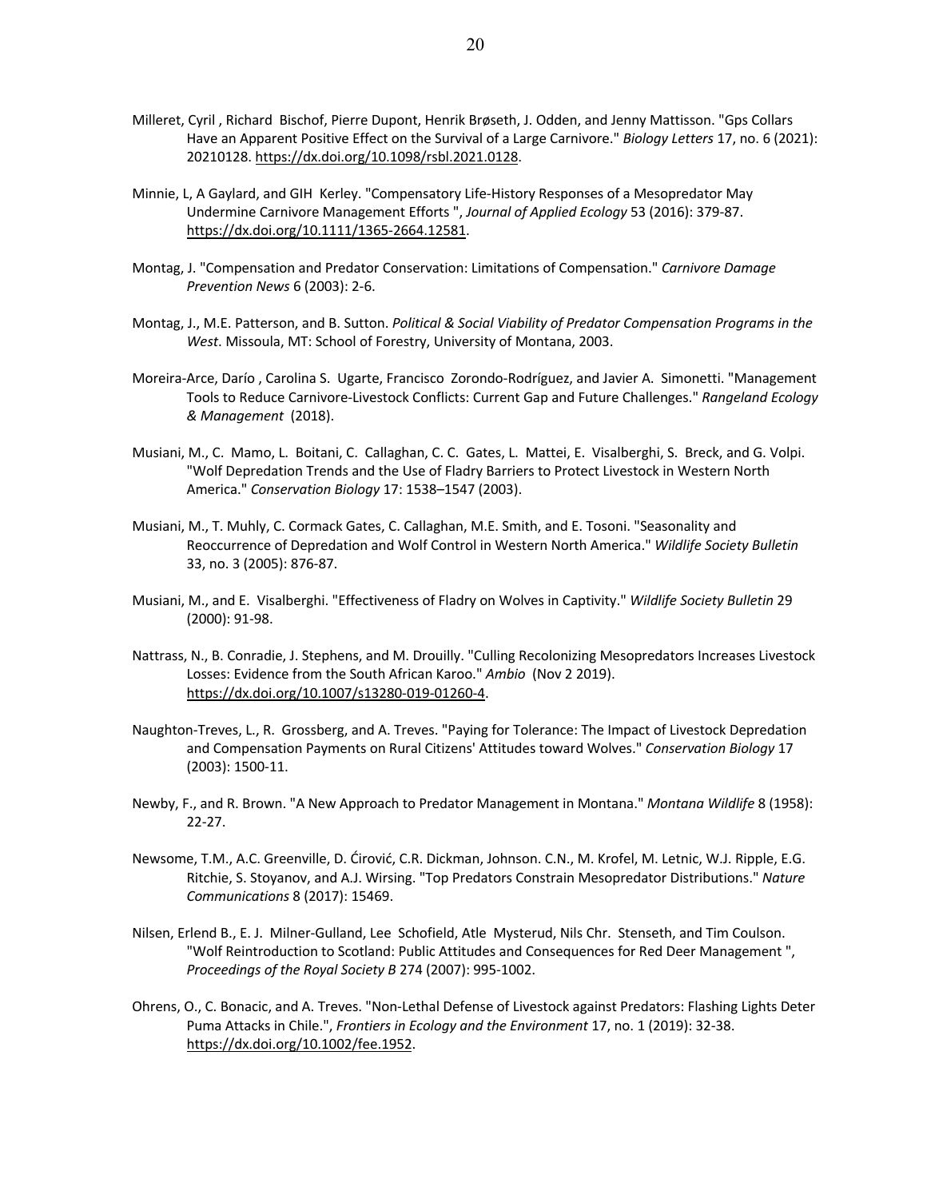Milleret, Cyril , Richard Bischof, Pierre Dupont, Henrik Brøseth, J. Odden, and Jenny Mattisson. "Gps Collars Have an Apparent Positive Effect on the Survival of a Large Carnivore." *Biology Letters* 17, no. 6 (2021): 20210128. https://dx.doi.org/10.1098/rsbl.2021.0128.

Minnie, L, A Gaylard, and GIH Kerley. "Compensatory Life-History Responses of a Mesopredator May Undermine Carnivore Management Efforts ", *Journal of Applied Ecology* 53 (2016): 379-87. https://dx.doi.org/10.1111/1365-2664.12581.

Montag, J. "Compensation and Predator Conservation: Limitations of Compensation." *Carnivore Damage Prevention News* 6 (2003): 2-6.

Montag, J., M.E. Patterson, and B. Sutton. *Political & Social Viability of Predator Compensation Programs in the West*. Missoula, MT: School of Forestry, University of Montana, 2003.

Moreira-Arce, Darío , Carolina S. Ugarte, Francisco Zorondo-Rodríguez, and Javier A. Simonetti. "Management Tools to Reduce Carnivore-Livestock Conflicts: Current Gap and Future Challenges." *Rangeland Ecology & Management* (2018).

Musiani, M., C. Mamo, L. Boitani, C. Callaghan, C. C. Gates, L. Mattei, E. Visalberghi, S. Breck, and G. Volpi. "Wolf Depredation Trends and the Use of Fladry Barriers to Protect Livestock in Western North America." *Conservation Biology* 17: 1538–1547 (2003).

Musiani, M., T. Muhly, C. Cormack Gates, C. Callaghan, M.E. Smith, and E. Tosoni. "Seasonality and Reoccurrence of Depredation and Wolf Control in Western North America." *Wildlife Society Bulletin* 33, no. 3 (2005): 876-87.

Musiani, M., and E. Visalberghi. "Effectiveness of Fladry on Wolves in Captivity." *Wildlife Society Bulletin* 29 (2000): 91-98.

Nattrass, N., B. Conradie, J. Stephens, and M. Drouilly. "Culling Recolonizing Mesopredators Increases Livestock Losses: Evidence from the South African Karoo." *Ambio* (Nov 2 2019). https://dx.doi.org/10.1007/s13280-019-01260-4.

Naughton-Treves, L., R. Grossberg, and A. Treves. "Paying for Tolerance: The Impact of Livestock Depredation and Compensation Payments on Rural Citizens' Attitudes toward Wolves." *Conservation Biology* 17 (2003): 1500-11.

Newby, F., and R. Brown. "A New Approach to Predator Management in Montana." *Montana Wildlife* 8 (1958): 22-27.

Newsome, T.M., A.C. Greenville, D. Ćirović, C.R. Dickman, Johnson. C.N., M. Krofel, M. Letnic, W.J. Ripple, E.G. Ritchie, S. Stoyanov, and A.J. Wirsing. "Top Predators Constrain Mesopredator Distributions." *Nature Communications* 8 (2017): 15469.

Nilsen, Erlend B., E. J. Milner-Gulland, Lee Schofield, Atle Mysterud, Nils Chr. Stenseth, and Tim Coulson. "Wolf Reintroduction to Scotland: Public Attitudes and Consequences for Red Deer Management ", *Proceedings of the Royal Society B* 274 (2007): 995-1002.

Ohrens, O., C. Bonacic, and A. Treves. "Non-Lethal Defense of Livestock against Predators: Flashing Lights Deter Puma Attacks in Chile.", *Frontiers in Ecology and the Environment* 17, no. 1 (2019): 32-38. https://dx.doi.org/10.1002/fee.1952.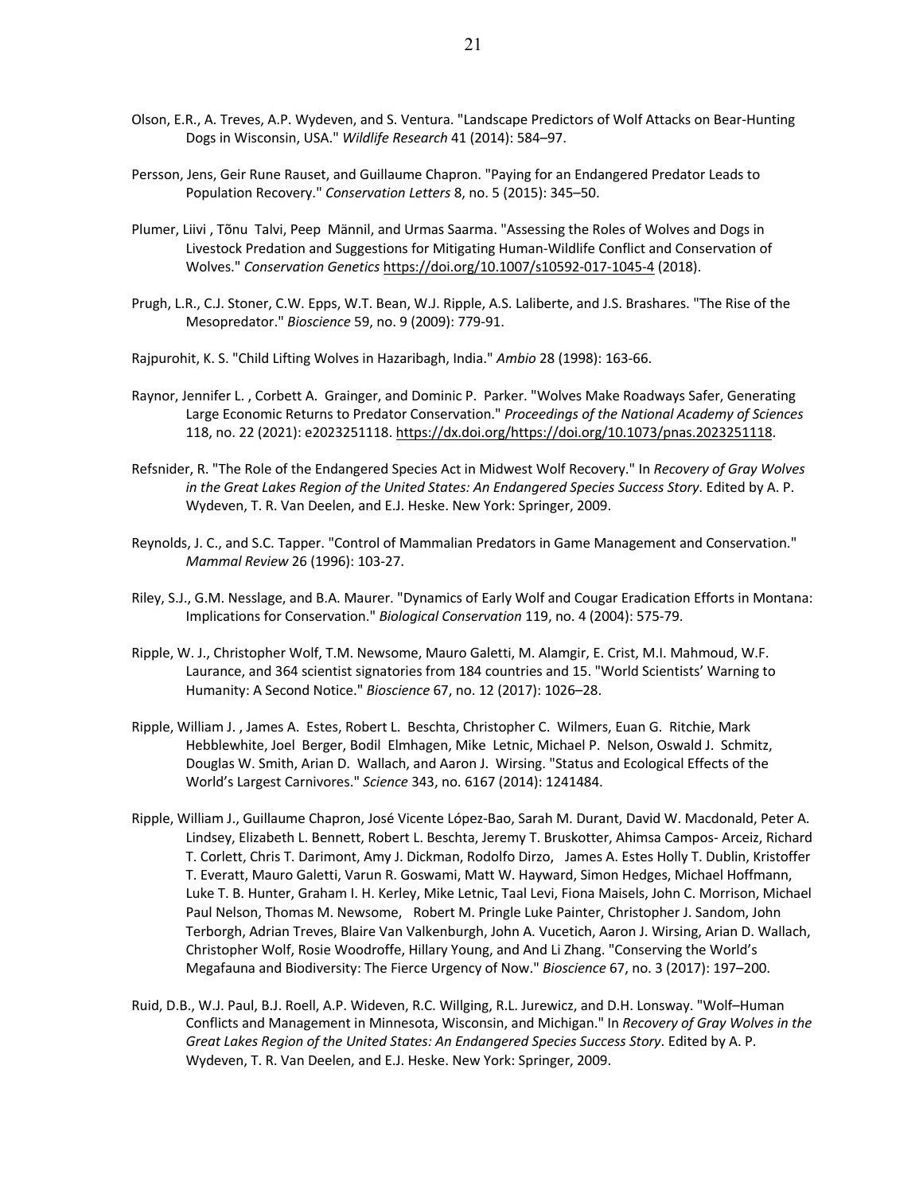Olson, E.R., A. Treves, A.P. Wydeven, and S. Ventura. "Landscape Predictors of Wolf Attacks on Bear-Hunting Dogs in Wisconsin, USA." *Wildlife Research* 41 (2014): 584–97.

Persson, Jens, Geir Rune Rauset, and Guillaume Chapron. "Paying for an Endangered Predator Leads to Population Recovery." *Conservation Letters* 8, no. 5 (2015): 345–50.

Plumer, Liivi , Tõnu Talvi, Peep Männil, and Urmas Saarma. "Assessing the Roles of Wolves and Dogs in Livestock Predation and Suggestions for Mitigating Human-Wildlife Conflict and Conservation of Wolves." *Conservation Genetics* https://doi.org/10.1007/s10592-017-1045-4 (2018).

Prugh, L.R., C.J. Stoner, C.W. Epps, W.T. Bean, W.J. Ripple, A.S. Laliberte, and J.S. Brashares. "The Rise of the Mesopredator." *Bioscience* 59, no. 9 (2009): 779-91.

Rajpurohit, K. S. "Child Lifting Wolves in Hazaribagh, India." *Ambio* 28 (1998): 163-66.

Raynor, Jennifer L. , Corbett A. Grainger, and Dominic P. Parker. "Wolves Make Roadways Safer, Generating Large Economic Returns to Predator Conservation." *Proceedings of the National Academy of Sciences* 118, no. 22 (2021): e2023251118. https://dx.doi.org/https://doi.org/10.1073/pnas.2023251118.

Refsnider, R. "The Role of the Endangered Species Act in Midwest Wolf Recovery." In *Recovery of Gray Wolves in the Great Lakes Region of the United States: An Endangered Species Success Story*. Edited by A. P. Wydeven, T. R. Van Deelen, and E.J. Heske. New York: Springer, 2009.

Reynolds, J. C., and S.C. Tapper. "Control of Mammalian Predators in Game Management and Conservation." *Mammal Review* 26 (1996): 103-27.

Riley, S.J., G.M. Nesslage, and B.A. Maurer. "Dynamics of Early Wolf and Cougar Eradication Efforts in Montana: Implications for Conservation." *Biological Conservation* 119, no. 4 (2004): 575-79.

Ripple, W. J., Christopher Wolf, T.M. Newsome, Mauro Galetti, M. Alamgir, E. Crist, M.I. Mahmoud, W.F. Laurance, and 364 scientist signatories from 184 countries and 15. "World Scientists' Warning to Humanity: A Second Notice." *Bioscience* 67, no. 12 (2017): 1026–28.

Ripple, William J. , James A. Estes, Robert L. Beschta, Christopher C. Wilmers, Euan G. Ritchie, Mark Hebblewhite, Joel Berger, Bodil Elmhagen, Mike Letnic, Michael P. Nelson, Oswald J. Schmitz, Douglas W. Smith, Arian D. Wallach, and Aaron J. Wirsing. "Status and Ecological Effects of the World's Largest Carnivores." *Science* 343, no. 6167 (2014): 1241484.

Ripple, William J., Guillaume Chapron, José Vicente López-Bao, Sarah M. Durant, David W. Macdonald, Peter A. Lindsey, Elizabeth L. Bennett, Robert L. Beschta, Jeremy T. Bruskotter, Ahimsa Campos- Arceiz, Richard T. Corlett, Chris T. Darimont, Amy J. Dickman, Rodolfo Dirzo, James A. Estes Holly T. Dublin, Kristoffer T. Everatt, Mauro Galetti, Varun R. Goswami, Matt W. Hayward, Simon Hedges, Michael Hoffmann, Luke T. B. Hunter, Graham I. H. Kerley, Mike Letnic, Taal Levi, Fiona Maisels, John C. Morrison, Michael Paul Nelson, Thomas M. Newsome, Robert M. Pringle Luke Painter, Christopher J. Sandom, John Terborgh, Adrian Treves, Blaire Van Valkenburgh, John A. Vucetich, Aaron J. Wirsing, Arian D. Wallach, Christopher Wolf, Rosie Woodroffe, Hillary Young, and And Li Zhang. "Conserving the World's Megafauna and Biodiversity: The Fierce Urgency of Now." *Bioscience* 67, no. 3 (2017): 197–200.

Ruid, D.B., W.J. Paul, B.J. Roell, A.P. Wideven, R.C. Willging, R.L. Jurewicz, and D.H. Lonsway. "Wolf–Human Conflicts and Management in Minnesota, Wisconsin, and Michigan." In *Recovery of Gray Wolves in the Great Lakes Region of the United States: An Endangered Species Success Story*. Edited by A. P. Wydeven, T. R. Van Deelen, and E.J. Heske. New York: Springer, 2009.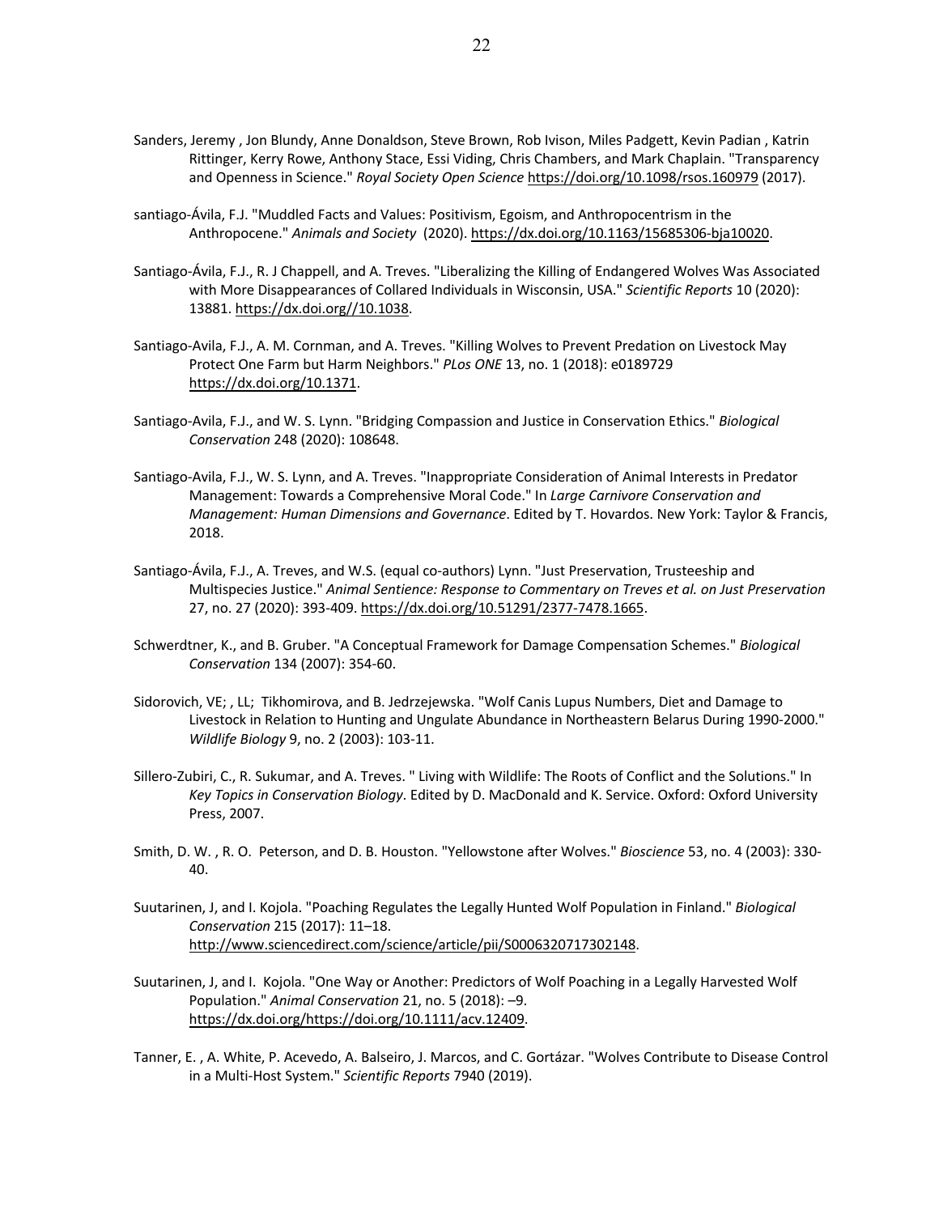Sanders, Jeremy , Jon Blundy, Anne Donaldson, Steve Brown, Rob Ivison, Miles Padgett, Kevin Padian , Katrin Rittinger, Kerry Rowe, Anthony Stace, Essi Viding, Chris Chambers, and Mark Chaplain. "Transparency and Openness in Science." *Royal Society Open Science* https://doi.org/10.1098/rsos.160979 (2017).

santiago-Ávila, F.J. "Muddled Facts and Values: Positivism, Egoism, and Anthropocentrism in the Anthropocene." *Animals and Society* (2020). https://dx.doi.org/10.1163/15685306-bja10020.

Santiago-Ávila, F.J., R. J Chappell, and A. Treves. "Liberalizing the Killing of Endangered Wolves Was Associated with More Disappearances of Collared Individuals in Wisconsin, USA." *Scientific Reports* 10 (2020): 13881. https://dx.doi.org//10.1038.

Santiago-Avila, F.J., A. M. Cornman, and A. Treves. "Killing Wolves to Prevent Predation on Livestock May Protect One Farm but Harm Neighbors." *PLos ONE* 13, no. 1 (2018): e0189729 https://dx.doi.org/10.1371.

Santiago-Avila, F.J., and W. S. Lynn. "Bridging Compassion and Justice in Conservation Ethics." *Biological Conservation* 248 (2020): 108648.

Santiago-Avila, F.J., W. S. Lynn, and A. Treves. "Inappropriate Consideration of Animal Interests in Predator Management: Towards a Comprehensive Moral Code." In *Large Carnivore Conservation and Management: Human Dimensions and Governance*. Edited by T. Hovardos. New York: Taylor & Francis, 2018.

Santiago-Ávila, F.J., A. Treves, and W.S. (equal co-authors) Lynn. "Just Preservation, Trusteeship and Multispecies Justice." *Animal Sentience: Response to Commentary on Treves et al. on Just Preservation* 27, no. 27 (2020): 393-409. https://dx.doi.org/10.51291/2377-7478.1665.

Schwerdtner, K., and B. Gruber. "A Conceptual Framework for Damage Compensation Schemes." *Biological Conservation* 134 (2007): 354-60.

Sidorovich, VE; , LL; Tikhomirova, and B. Jedrzejewska. "Wolf Canis Lupus Numbers, Diet and Damage to Livestock in Relation to Hunting and Ungulate Abundance in Northeastern Belarus During 1990-2000." *Wildlife Biology* 9, no. 2 (2003): 103-11.

Sillero-Zubiri, C., R. Sukumar, and A. Treves. " Living with Wildlife: The Roots of Conflict and the Solutions." In *Key Topics in Conservation Biology*. Edited by D. MacDonald and K. Service. Oxford: Oxford University Press, 2007.

Smith, D. W. , R. O. Peterson, and D. B. Houston. "Yellowstone after Wolves." *Bioscience* 53, no. 4 (2003): 330-40.

Suutarinen, J, and I. Kojola. "Poaching Regulates the Legally Hunted Wolf Population in Finland." *Biological Conservation* 215 (2017): 11–18. http://www.sciencedirect.com/science/article/pii/S0006320717302148.

Suutarinen, J, and I. Kojola. "One Way or Another: Predictors of Wolf Poaching in a Legally Harvested Wolf Population." *Animal Conservation* 21, no. 5 (2018): –9. https://dx.doi.org/https://doi.org/10.1111/acv.12409.

Tanner, E. , A. White, P. Acevedo, A. Balseiro, J. Marcos, and C. Gortázar. "Wolves Contribute to Disease Control in a Multi-Host System." *Scientific Reports* 7940 (2019).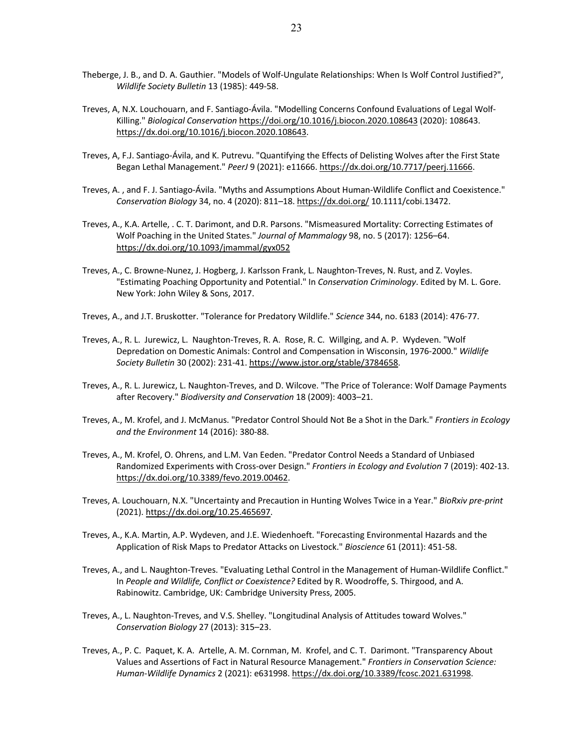Theberge, J. B., and D. A. Gauthier. "Models of Wolf-Ungulate Relationships: When Is Wolf Control Justified?", *Wildlife Society Bulletin* 13 (1985): 449-58.

Treves, A, N.X. Louchouarn, and F. Santiago-Ávila. "Modelling Concerns Confound Evaluations of Legal Wolf-Killing." *Biological Conservation* https://doi.org/10.1016/j.biocon.2020.108643 (2020): 108643. https://dx.doi.org/10.1016/j.biocon.2020.108643.

Treves, A, F.J. Santiago-Ávila, and K. Putrevu. "Quantifying the Effects of Delisting Wolves after the First State Began Lethal Management." *PeerJ* 9 (2021): e11666. https://dx.doi.org/10.7717/peerj.11666.

Treves, A. , and F. J. Santiago-Ávila. "Myths and Assumptions About Human-Wildlife Conflict and Coexistence." *Conservation Biology* 34, no. 4 (2020): 811–18. https://dx.doi.org/ 10.1111/cobi.13472.

Treves, A., K.A. Artelle, . C. T. Darimont, and D.R. Parsons. "Mismeasured Mortality: Correcting Estimates of Wolf Poaching in the United States." *Journal of Mammalogy* 98, no. 5 (2017): 1256–64. https://dx.doi.org/10.1093/jmammal/gyx052

Treves, A., C. Browne-Nunez, J. Hogberg, J. Karlsson Frank, L. Naughton-Treves, N. Rust, and Z. Voyles. "Estimating Poaching Opportunity and Potential." In *Conservation Criminology*. Edited by M. L. Gore. New York: John Wiley & Sons, 2017.

Treves, A., and J.T. Bruskotter. "Tolerance for Predatory Wildlife." *Science* 344, no. 6183 (2014): 476-77.

Treves, A., R. L. Jurewicz, L. Naughton-Treves, R. A. Rose, R. C. Willging, and A. P. Wydeven. "Wolf Depredation on Domestic Animals: Control and Compensation in Wisconsin, 1976-2000." *Wildlife Society Bulletin* 30 (2002): 231-41. https://www.jstor.org/stable/3784658.

Treves, A., R. L. Jurewicz, L. Naughton-Treves, and D. Wilcove. "The Price of Tolerance: Wolf Damage Payments after Recovery." *Biodiversity and Conservation* 18 (2009): 4003–21.

Treves, A., M. Krofel, and J. McManus. "Predator Control Should Not Be a Shot in the Dark." *Frontiers in Ecology and the Environment* 14 (2016): 380-88.

Treves, A., M. Krofel, O. Ohrens, and L.M. Van Eeden. "Predator Control Needs a Standard of Unbiased Randomized Experiments with Cross-over Design." *Frontiers in Ecology and Evolution* 7 (2019): 402-13. https://dx.doi.org/10.3389/fevo.2019.00462.

Treves, A. Louchouarn, N.X. "Uncertainty and Precaution in Hunting Wolves Twice in a Year." *BioRxiv pre-print* (2021). https://dx.doi.org/10.25.465697.

Treves, A., K.A. Martin, A.P. Wydeven, and J.E. Wiedenhoeft. "Forecasting Environmental Hazards and the Application of Risk Maps to Predator Attacks on Livestock." *Bioscience* 61 (2011): 451-58.

Treves, A., and L. Naughton-Treves. "Evaluating Lethal Control in the Management of Human-Wildlife Conflict." In *People and Wildlife, Conflict or Coexistence?* Edited by R. Woodroffe, S. Thirgood, and A. Rabinowitz. Cambridge, UK: Cambridge University Press, 2005.

Treves, A., L. Naughton-Treves, and V.S. Shelley. "Longitudinal Analysis of Attitudes toward Wolves." *Conservation Biology* 27 (2013): 315–23.

Treves, A., P. C. Paquet, K. A. Artelle, A. M. Cornman, M. Krofel, and C. T. Darimont. "Transparency About Values and Assertions of Fact in Natural Resource Management." *Frontiers in Conservation Science: Human-Wildlife Dynamics* 2 (2021): e631998. https://dx.doi.org/10.3389/fcosc.2021.631998.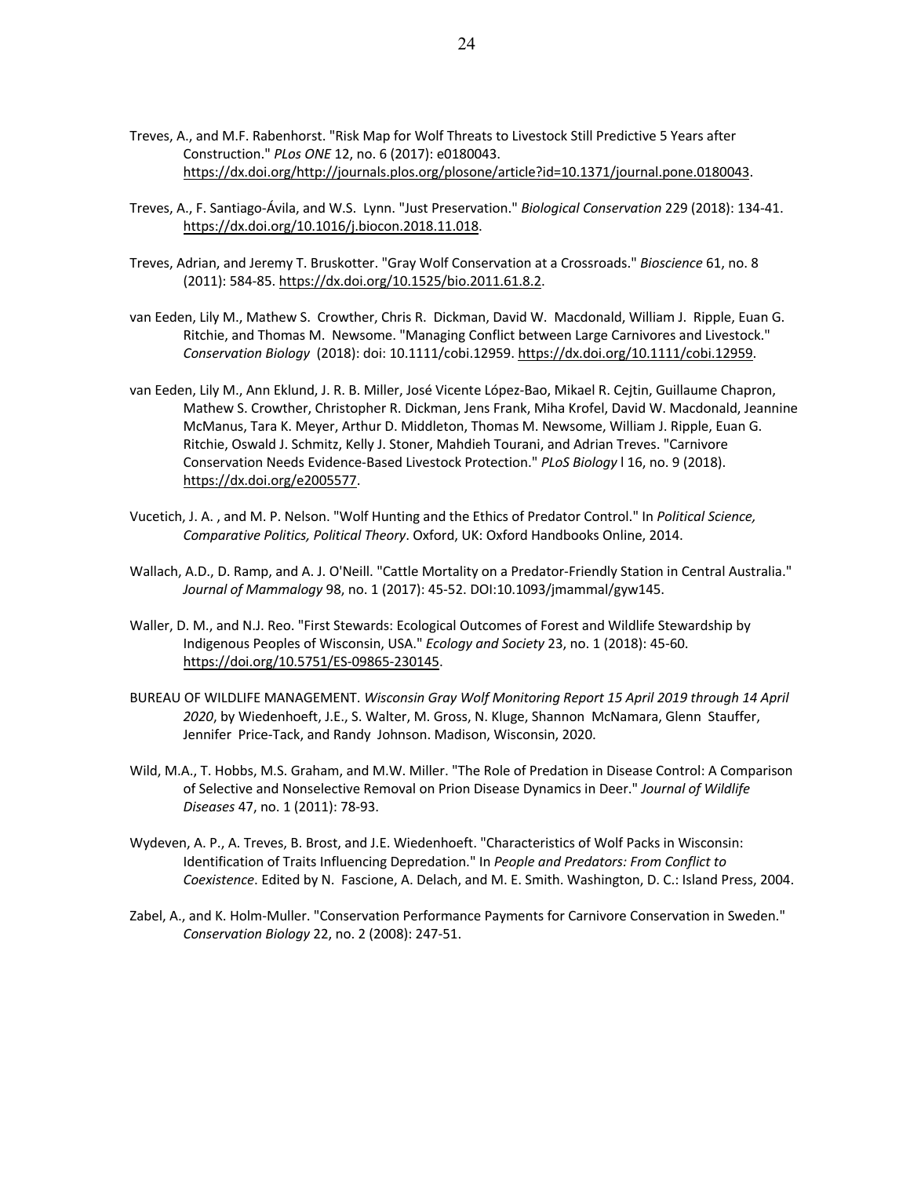Treves, A., and M.F. Rabenhorst. "Risk Map for Wolf Threats to Livestock Still Predictive 5 Years after Construction." *PLos ONE* 12, no. 6 (2017): e0180043. https://dx.doi.org/http://journals.plos.org/plosone/article?id=10.1371/journal.pone.0180043.

Treves, A., F. Santiago-Ávila, and W.S. Lynn. "Just Preservation." *Biological Conservation* 229 (2018): 134-41. https://dx.doi.org/10.1016/j.biocon.2018.11.018.

Treves, Adrian, and Jeremy T. Bruskotter. "Gray Wolf Conservation at a Crossroads." *Bioscience* 61, no. 8 (2011): 584-85. https://dx.doi.org/10.1525/bio.2011.61.8.2.

van Eeden, Lily M., Mathew S. Crowther, Chris R. Dickman, David W. Macdonald, William J. Ripple, Euan G. Ritchie, and Thomas M. Newsome. "Managing Conflict between Large Carnivores and Livestock." *Conservation Biology* (2018): doi: 10.1111/cobi.12959. https://dx.doi.org/10.1111/cobi.12959.

van Eeden, Lily M., Ann Eklund, J. R. B. Miller, José Vicente López-Bao, Mikael R. Cejtin, Guillaume Chapron, Mathew S. Crowther, Christopher R. Dickman, Jens Frank, Miha Krofel, David W. Macdonald, Jeannine McManus, Tara K. Meyer, Arthur D. Middleton, Thomas M. Newsome, William J. Ripple, Euan G. Ritchie, Oswald J. Schmitz, Kelly J. Stoner, Mahdieh Tourani, and Adrian Treves. "Carnivore Conservation Needs Evidence-Based Livestock Protection." *PLoS Biology* l 16, no. 9 (2018). https://dx.doi.org/e2005577.

Vucetich, J. A. , and M. P. Nelson. "Wolf Hunting and the Ethics of Predator Control." In *Political Science, Comparative Politics, Political Theory*. Oxford, UK: Oxford Handbooks Online, 2014.

Wallach, A.D., D. Ramp, and A. J. O'Neill. "Cattle Mortality on a Predator-Friendly Station in Central Australia." *Journal of Mammalogy* 98, no. 1 (2017): 45-52. DOI:10.1093/jmammal/gyw145.

Waller, D. M., and N.J. Reo. "First Stewards: Ecological Outcomes of Forest and Wildlife Stewardship by Indigenous Peoples of Wisconsin, USA." *Ecology and Society* 23, no. 1 (2018): 45-60. https://doi.org/10.5751/ES-09865-230145.

BUREAU OF WILDLIFE MANAGEMENT. *Wisconsin Gray Wolf Monitoring Report 15 April 2019 through 14 April 2020*, by Wiedenhoeft, J.E., S. Walter, M. Gross, N. Kluge, Shannon McNamara, Glenn Stauffer, Jennifer Price-Tack, and Randy Johnson. Madison, Wisconsin, 2020.

Wild, M.A., T. Hobbs, M.S. Graham, and M.W. Miller. "The Role of Predation in Disease Control: A Comparison of Selective and Nonselective Removal on Prion Disease Dynamics in Deer." *Journal of Wildlife Diseases* 47, no. 1 (2011): 78-93.

Wydeven, A. P., A. Treves, B. Brost, and J.E. Wiedenhoeft. "Characteristics of Wolf Packs in Wisconsin: Identification of Traits Influencing Depredation." In *People and Predators: From Conflict to Coexistence*. Edited by N. Fascione, A. Delach, and M. E. Smith. Washington, D. C.: Island Press, 2004.

Zabel, A., and K. Holm-Muller. "Conservation Performance Payments for Carnivore Conservation in Sweden." *Conservation Biology* 22, no. 2 (2008): 247-51.